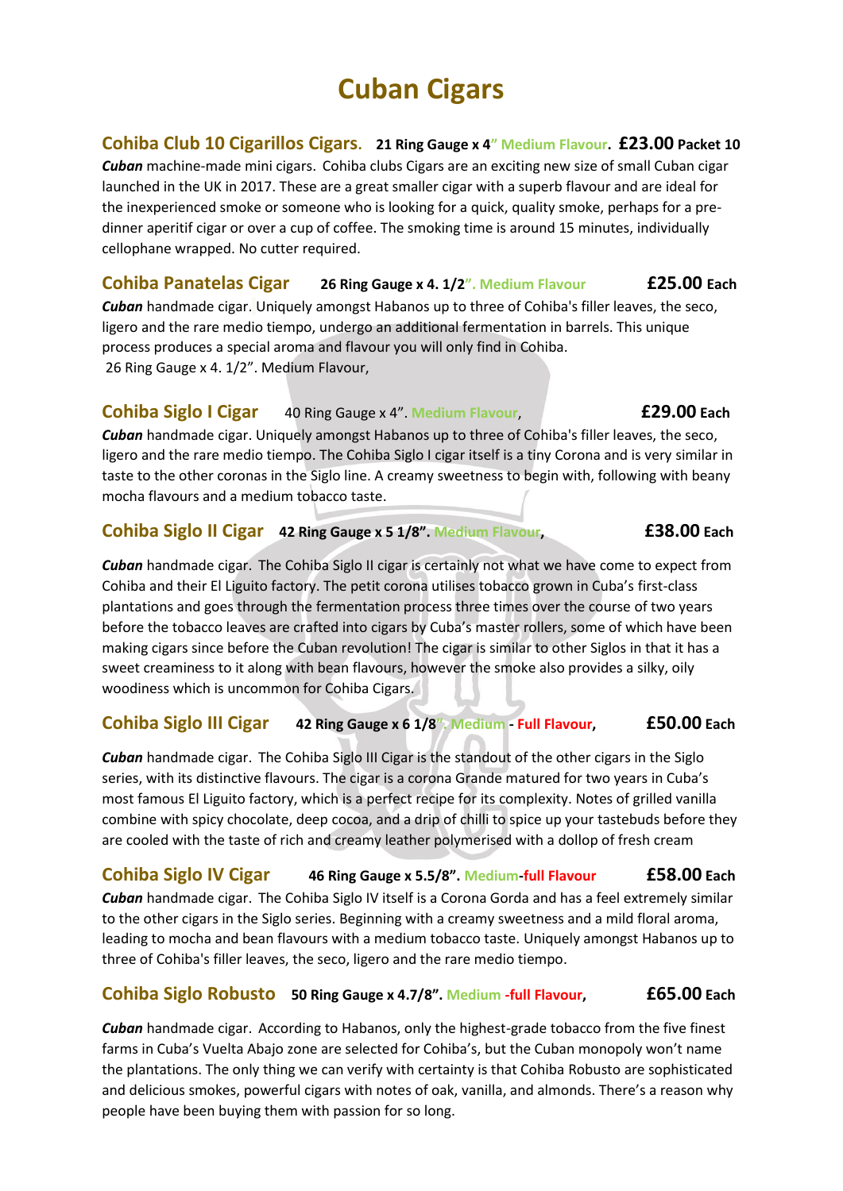# Cuban Cigars

## Cohiba Club 10 Cigarillos Cigars. **21 Ring Gauge x 4" Medium Flavour. £23.00 Packet 10**

***Cuban*** machine-made mini cigars. Cohiba clubs Cigars are an exciting new size of small Cuban cigar launched in the UK in 2017. These are a great smaller cigar with a superb flavour and are ideal for the inexperienced smoke or someone who is looking for a quick, quality smoke, perhaps for a pre-dinner aperitif cigar or over a cup of coffee. The smoking time is around 15 minutes, individually cellophane wrapped. No cutter required.

## Cohiba Panatelas Cigar **26 Ring Gauge x 4. 1/2". Medium Flavour £25.00 Each**

***Cuban*** handmade cigar. Uniquely amongst Habanos up to three of Cohiba's filler leaves, the seco, ligero and the rare medio tiempo, undergo an additional fermentation in barrels. This unique process produces a special aroma and flavour you will only find in Cohiba.
26 Ring Gauge x 4. 1/2". Medium Flavour,

## Cohiba Siglo I Cigar 40 Ring Gauge x 4". Medium Flavour, **£29.00 Each**

***Cuban*** handmade cigar. Uniquely amongst Habanos up to three of Cohiba's filler leaves, the seco, ligero and the rare medio tiempo. The Cohiba Siglo I cigar itself is a tiny Corona and is very similar in taste to the other coronas in the Siglo line. A creamy sweetness to begin with, following with beany mocha flavours and a medium tobacco taste.

## Cohiba Siglo II Cigar **42 Ring Gauge x 5 1/8". Medium Flavour, £38.00 Each**

***Cuban*** handmade cigar. The Cohiba Siglo II cigar is certainly not what we have come to expect from Cohiba and their El Liguito factory. The petit corona utilises tobacco grown in Cuba's first-class plantations and goes through the fermentation process three times over the course of two years before the tobacco leaves are crafted into cigars by Cuba's master rollers, some of which have been making cigars since before the Cuban revolution! The cigar is similar to other Siglos in that it has a sweet creaminess to it along with bean flavours, however the smoke also provides a silky, oily woodiness which is uncommon for Cohiba Cigars.

## Cohiba Siglo III Cigar **42 Ring Gauge x 6 1/8". Medium - Full Flavour, £50.00 Each**

***Cuban*** handmade cigar. The Cohiba Siglo III Cigar is the standout of the other cigars in the Siglo series, with its distinctive flavours. The cigar is a corona Grande matured for two years in Cuba's most famous El Liguito factory, which is a perfect recipe for its complexity. Notes of grilled vanilla combine with spicy chocolate, deep cocoa, and a drip of chilli to spice up your tastebuds before they are cooled with the taste of rich and creamy leather polymerised with a dollop of fresh cream

## Cohiba Siglo IV Cigar **46 Ring Gauge x 5.5/8". Medium-full Flavour £58.00 Each**

***Cuban*** handmade cigar. The Cohiba Siglo IV itself is a Corona Gorda and has a feel extremely similar to the other cigars in the Siglo series. Beginning with a creamy sweetness and a mild floral aroma, leading to mocha and bean flavours with a medium tobacco taste. Uniquely amongst Habanos up to three of Cohiba's filler leaves, the seco, ligero and the rare medio tiempo.

## Cohiba Siglo Robusto **50 Ring Gauge x 4.7/8". Medium -full Flavour, £65.00 Each**

***Cuban*** handmade cigar. According to Habanos, only the highest-grade tobacco from the five finest farms in Cuba's Vuelta Abajo zone are selected for Cohiba's, but the Cuban monopoly won't name the plantations. The only thing we can verify with certainty is that Cohiba Robusto are sophisticated and delicious smokes, powerful cigars with notes of oak, vanilla, and almonds. There's a reason why people have been buying them with passion for so long.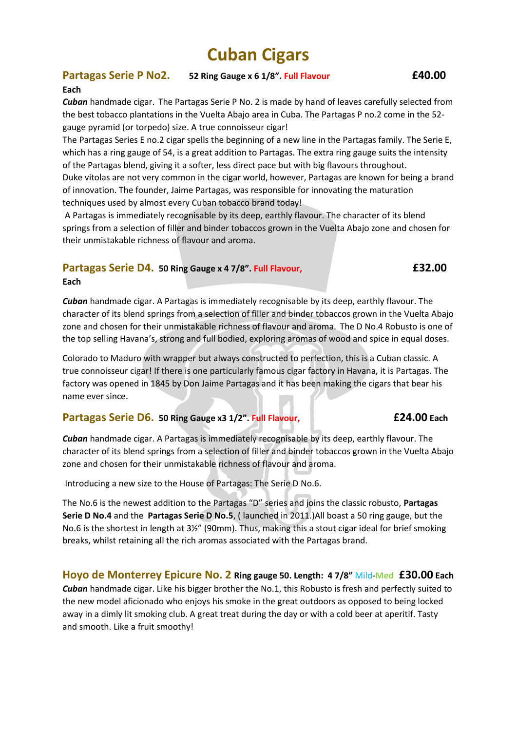# Cuban Cigars

## Partagas Serie P No2. 52 Ring Gauge x 6 1/8". Full Flavour £40.00 Each

***Cuban*** handmade cigar. The Partagas Serie P No. 2 is made by hand of leaves carefully selected from the best tobacco plantations in the Vuelta Abajo area in Cuba. The Partagas P no.2 come in the 52-gauge pyramid (or torpedo) size. A true connoisseur cigar!

The Partagas Series E no.2 cigar spells the beginning of a new line in the Partagas family. The Serie E, which has a ring gauge of 54, is a great addition to Partagas. The extra ring gauge suits the intensity of the Partagas blend, giving it a softer, less direct pace but with big flavours throughout.

Duke vitolas are not very common in the cigar world, however, Partagas are known for being a brand of innovation. The founder, Jaime Partagas, was responsible for innovating the maturation techniques used by almost every Cuban tobacco brand today!

A Partagas is immediately recognisable by its deep, earthly flavour. The character of its blend springs from a selection of filler and binder tobaccos grown in the Vuelta Abajo zone and chosen for their unmistakable richness of flavour and aroma.

## Partagas Serie D4. 50 Ring Gauge x 4 7/8". Full Flavour, £32.00 Each

***Cuban*** handmade cigar. A Partagas is immediately recognisable by its deep, earthly flavour. The character of its blend springs from a selection of filler and binder tobaccos grown in the Vuelta Abajo zone and chosen for their unmistakable richness of flavour and aroma. The D No.4 Robusto is one of the top selling Havana's, strong and full bodied, exploring aromas of wood and spice in equal doses.

Colorado to Maduro with wrapper but always constructed to perfection, this is a Cuban classic. A true connoisseur cigar! If there is one particularly famous cigar factory in Havana, it is Partagas. The factory was opened in 1845 by Don Jaime Partagas and it has been making the cigars that bear his name ever since.

## Partagas Serie D6. 50 Ring Gauge x3 1/2". Full Flavour, £24.00 Each

***Cuban*** handmade cigar. A Partagas is immediately recognisable by its deep, earthly flavour. The character of its blend springs from a selection of filler and binder tobaccos grown in the Vuelta Abajo zone and chosen for their unmistakable richness of flavour and aroma.

Introducing a new size to the House of Partagas: The Serie D No.6.

The No.6 is the newest addition to the Partagas "D" series and joins the classic robusto, **Partagas Serie D No.4** and the **Partagas Serie D No.5**, ( launched in 2011.)All boast a 50 ring gauge, but the No.6 is the shortest in length at 3½" (90mm). Thus, making this a stout cigar ideal for brief smoking breaks, whilst retaining all the rich aromas associated with the Partagas brand.

## Hoyo de Monterrey Epicure No. 2 Ring gauge 50. Length: 4 7/8" Mild-Med £30.00 Each

***Cuban*** handmade cigar. Like his bigger brother the No.1, this Robusto is fresh and perfectly suited to the new model aficionado who enjoys his smoke in the great outdoors as opposed to being locked away in a dimly lit smoking club. A great treat during the day or with a cold beer at aperitif. Tasty and smooth. Like a fruit smoothy!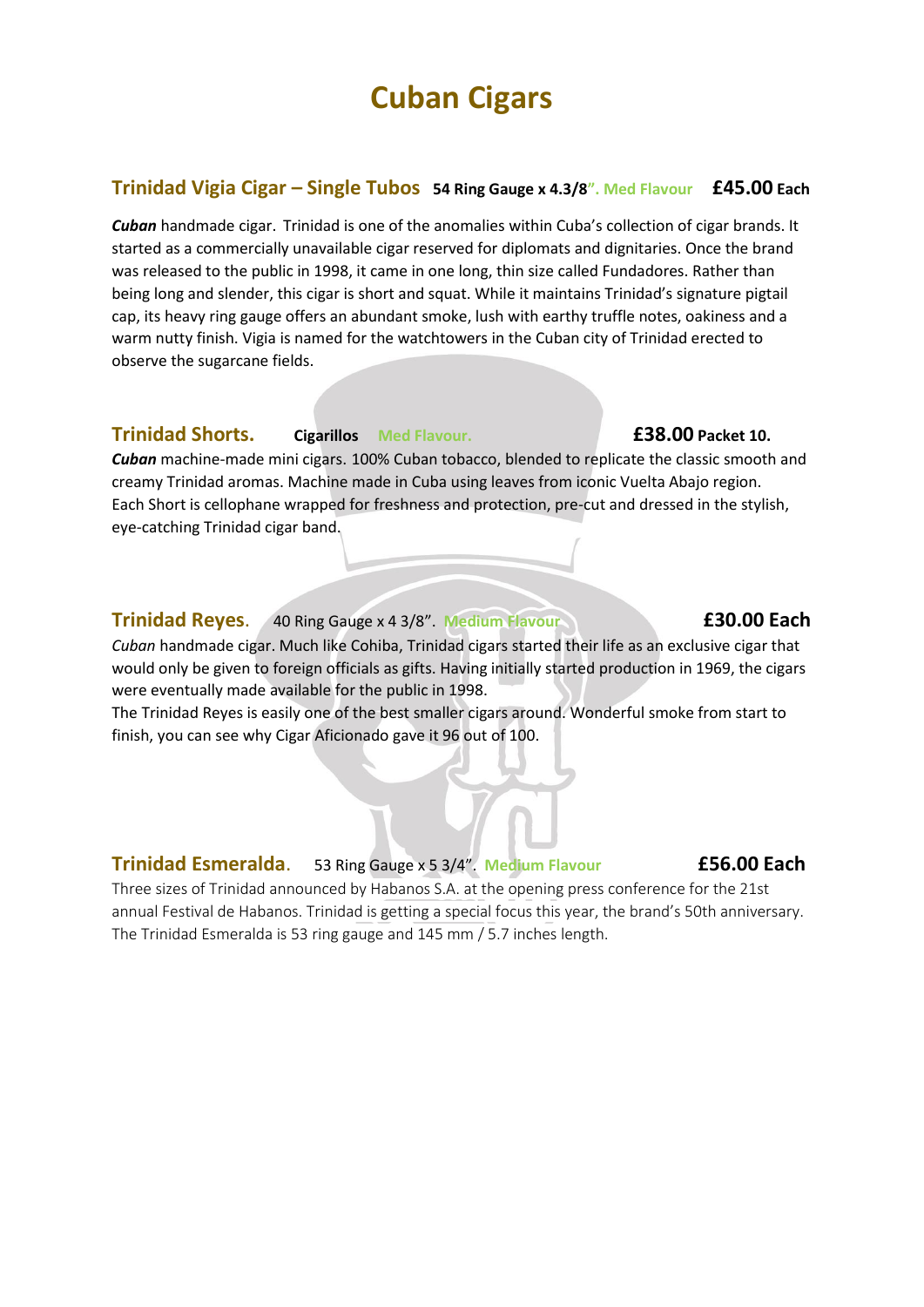# Cuban Cigars

## Trinidad Vigia Cigar – Single Tubos **54 Ring Gauge x 4.3/8”. Med Flavour** **£45.00 Each**

***Cuban*** handmade cigar. Trinidad is one of the anomalies within Cuba’s collection of cigar brands. It started as a commercially unavailable cigar reserved for diplomats and dignitaries. Once the brand was released to the public in 1998, it came in one long, thin size called Fundadores. Rather than being long and slender, this cigar is short and squat. While it maintains Trinidad’s signature pigtail cap, its heavy ring gauge offers an abundant smoke, lush with earthy truffle notes, oakiness and a warm nutty finish. Vigia is named for the watchtowers in the Cuban city of Trinidad erected to observe the sugarcane fields.

## Trinidad Shorts. **Cigarillos** Med Flavour. **£38.00 Packet 10.**

***Cuban*** machine-made mini cigars. 100% Cuban tobacco, blended to replicate the classic smooth and creamy Trinidad aromas. Machine made in Cuba using leaves from iconic Vuelta Abajo region. Each Short is cellophane wrapped for freshness and protection, pre-cut and dressed in the stylish, eye-catching Trinidad cigar band.

## Trinidad Reyes. 40 Ring Gauge x 4 3/8”. Medium Flavour **£30.00 Each**

*Cuban* handmade cigar. Much like Cohiba, Trinidad cigars started their life as an exclusive cigar that would only be given to foreign officials as gifts. Having initially started production in 1969, the cigars were eventually made available for the public in 1998.

The Trinidad Reyes is easily one of the best smaller cigars around. Wonderful smoke from start to finish, you can see why Cigar Aficionado gave it 96 out of 100.

## Trinidad Esmeralda. 53 Ring Gauge x 5 3/4”. Medium Flavour **£56.00 Each**

Three sizes of Trinidad announced by Habanos S.A. at the opening press conference for the 21st annual Festival de Habanos. Trinidad is getting a special focus this year, the brand’s 50th anniversary. The Trinidad Esmeralda is 53 ring gauge and 145 mm / 5.7 inches length.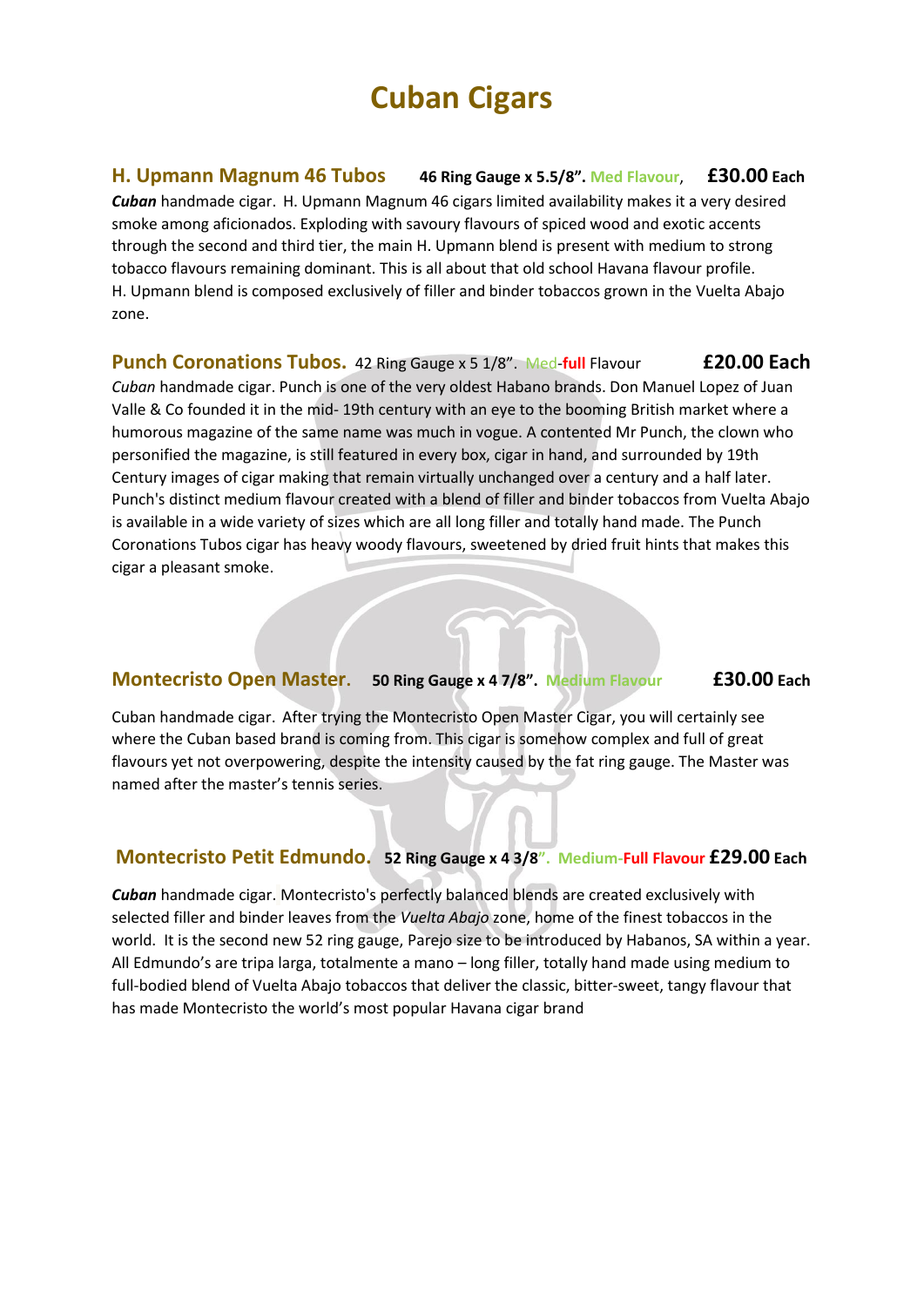# Cuban Cigars

## H. Upmann Magnum 46 Tubos

**46 Ring Gauge x 5.5/8”.** Med Flavour, **£30.00** **Each**

***Cuban*** handmade cigar. H. Upmann Magnum 46 cigars limited availability makes it a very desired smoke among aficionados. Exploding with savoury flavours of spiced wood and exotic accents through the second and third tier, the main H. Upmann blend is present with medium to strong tobacco flavours remaining dominant. This is all about that old school Havana flavour profile. H. Upmann blend is composed exclusively of filler and binder tobaccos grown in the Vuelta Abajo zone.

## Punch Coronations Tubos.

42 Ring Gauge x 5 1/8”. Med-**full** Flavour **£20.00 Each**

*Cuban* handmade cigar. Punch is one of the very oldest Habano brands. Don Manuel Lopez of Juan Valle & Co founded it in the mid- 19th century with an eye to the booming British market where a humorous magazine of the same name was much in vogue. A contented Mr Punch, the clown who personified the magazine, is still featured in every box, cigar in hand, and surrounded by 19th Century images of cigar making that remain virtually unchanged over a century and a half later. Punch's distinct medium flavour created with a blend of filler and binder tobaccos from Vuelta Abajo is available in a wide variety of sizes which are all long filler and totally hand made. The Punch Coronations Tubos cigar has heavy woody flavours, sweetened by dried fruit hints that makes this cigar a pleasant smoke.

## Montecristo Open Master.

**50 Ring Gauge x 4 7/8”.** Medium Flavour **£30.00** **Each**

Cuban handmade cigar. After trying the Montecristo Open Master Cigar, you will certainly see where the Cuban based brand is coming from. This cigar is somehow complex and full of great flavours yet not overpowering, despite the intensity caused by the fat ring gauge. The Master was named after the master’s tennis series.

## Montecristo Petit Edmundo.

**52 Ring Gauge x 4 3/8”.** Medium-**Full Flavour** **£29.00** **Each**

***Cuban*** handmade cigar. Montecristo's perfectly balanced blends are created exclusively with selected filler and binder leaves from the *Vuelta Abajo* zone, home of the finest tobaccos in the world. It is the second new 52 ring gauge, Parejo size to be introduced by Habanos, SA within a year. All Edmundo’s are tripa larga, totalmente a mano – long filler, totally hand made using medium to full-bodied blend of Vuelta Abajo tobaccos that deliver the classic, bitter-sweet, tangy flavour that has made Montecristo the world’s most popular Havana cigar brand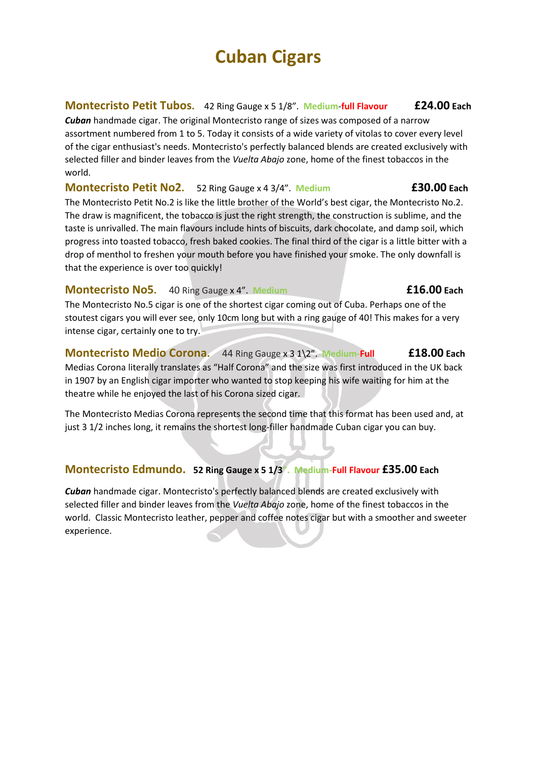# Cuban Cigars

**Montecristo Petit Tubos.** 42 Ring Gauge x 5 1/8". Medium-full Flavour **£24.00 Each**

***Cuban*** handmade cigar. The original Montecristo range of sizes was composed of a narrow assortment numbered from 1 to 5. Today it consists of a wide variety of vitolas to cover every level of the cigar enthusiast's needs. Montecristo's perfectly balanced blends are created exclusively with selected filler and binder leaves from the *Vuelta Abajo* zone, home of the finest tobaccos in the world.

**Montecristo Petit No2.** 52 Ring Gauge x 4 3/4". Medium **£30.00 Each**

The Montecristo Petit No.2 is like the little brother of the World's best cigar, the Montecristo No.2. The draw is magnificent, the tobacco is just the right strength, the construction is sublime, and the taste is unrivalled. The main flavours include hints of biscuits, dark chocolate, and damp soil, which progress into toasted tobacco, fresh baked cookies. The final third of the cigar is a little bitter with a drop of menthol to freshen your mouth before you have finished your smoke. The only downfall is that the experience is over too quickly!

**Montecristo No5.** 40 Ring Gauge x 4". Medium **£16.00 Each**

The Montecristo No.5 cigar is one of the shortest cigar coming out of Cuba. Perhaps one of the stoutest cigars you will ever see, only 10cm long but with a ring gauge of 40! This makes for a very intense cigar, certainly one to try.

**Montecristo Medio Corona.** 44 Ring Gauge x 3 1\2". Medium-Full **£18.00 Each**

Medias Corona literally translates as "Half Corona" and the size was first introduced in the UK back in 1907 by an English cigar importer who wanted to stop keeping his wife waiting for him at the theatre while he enjoyed the last of his Corona sized cigar.

The Montecristo Medias Corona represents the second time that this format has been used and, at just 3 1/2 inches long, it remains the shortest long-filler handmade Cuban cigar you can buy.

**Montecristo Edmundo.** **52 Ring Gauge x 5 1/3".** Medium-Full Flavour **£35.00 Each**

***Cuban*** handmade cigar. Montecristo's perfectly balanced blends are created exclusively with selected filler and binder leaves from the *Vuelta Abajo* zone, home of the finest tobaccos in the world. Classic Montecristo leather, pepper and coffee notes cigar but with a smoother and sweeter experience.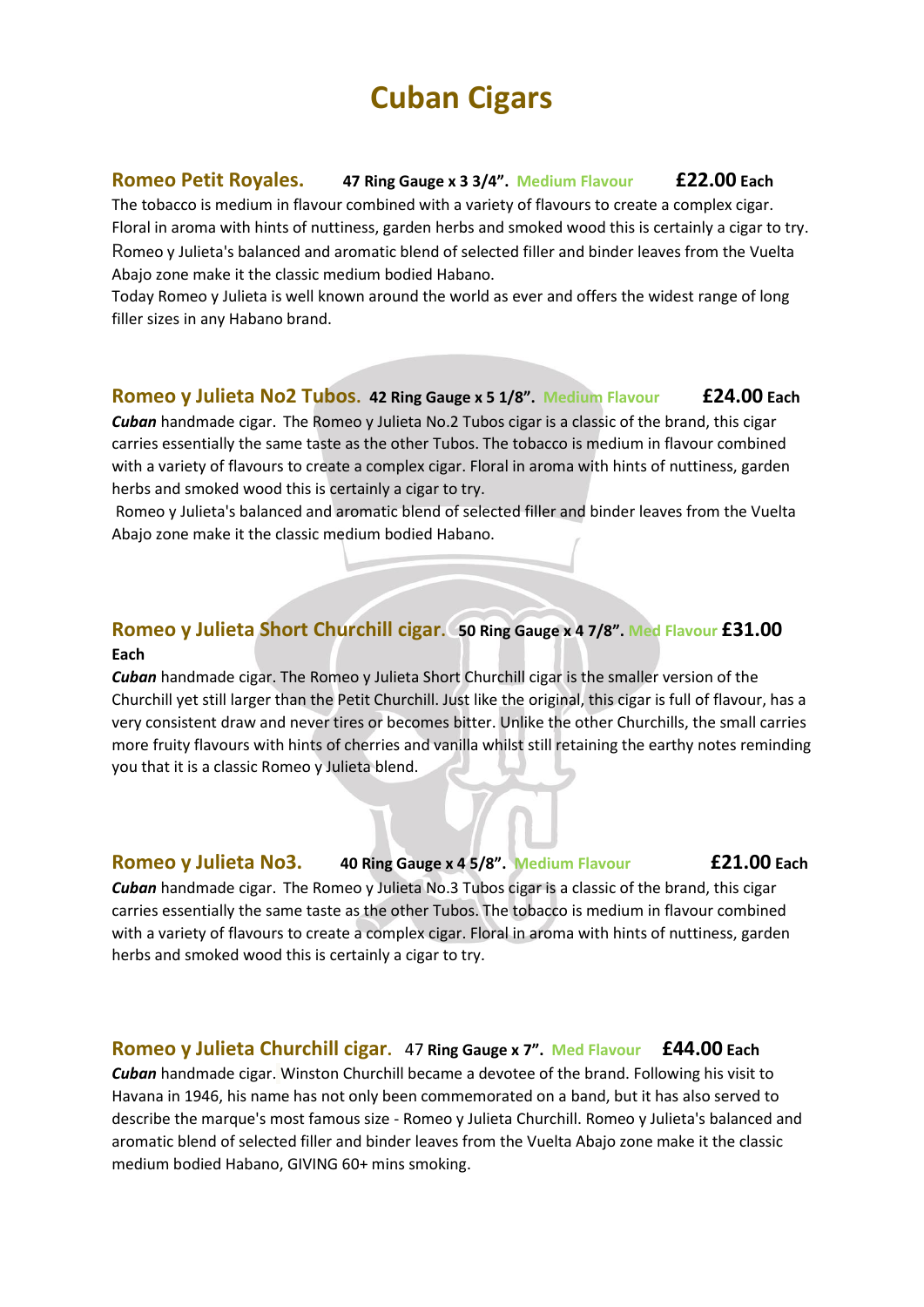# Cuban Cigars

## Romeo Petit Royales. **47 Ring Gauge x 3 3/4”.** Medium Flavour **£22.00 Each**

The tobacco is medium in flavour combined with a variety of flavours to create a complex cigar. Floral in aroma with hints of nuttiness, garden herbs and smoked wood this is certainly a cigar to try. Romeo y Julieta's balanced and aromatic blend of selected filler and binder leaves from the Vuelta Abajo zone make it the classic medium bodied Habano.

Today Romeo y Julieta is well known around the world as ever and offers the widest range of long filler sizes in any Habano brand.

## Romeo y Julieta No2 Tubos. **42 Ring Gauge x 5 1/8”.** Medium Flavour **£24.00 Each**

***Cuban*** handmade cigar. The Romeo y Julieta No.2 Tubos cigar is a classic of the brand, this cigar carries essentially the same taste as the other Tubos. The tobacco is medium in flavour combined with a variety of flavours to create a complex cigar. Floral in aroma with hints of nuttiness, garden herbs and smoked wood this is certainly a cigar to try.

Romeo y Julieta's balanced and aromatic blend of selected filler and binder leaves from the Vuelta Abajo zone make it the classic medium bodied Habano.

## Romeo y Julieta Short Churchill cigar. **50 Ring Gauge x 4 7/8”.** Med Flavour **£31.00 Each**

***Cuban*** handmade cigar. The Romeo y Julieta Short Churchill cigar is the smaller version of the Churchill yet still larger than the Petit Churchill. Just like the original, this cigar is full of flavour, has a very consistent draw and never tires or becomes bitter. Unlike the other Churchills, the small carries more fruity flavours with hints of cherries and vanilla whilst still retaining the earthy notes reminding you that it is a classic Romeo y Julieta blend.

## Romeo y Julieta No3. **40 Ring Gauge x 4 5/8”.** Medium Flavour **£21.00 Each**

***Cuban*** handmade cigar. The Romeo y Julieta No.3 Tubos cigar is a classic of the brand, this cigar carries essentially the same taste as the other Tubos. The tobacco is medium in flavour combined with a variety of flavours to create a complex cigar. Floral in aroma with hints of nuttiness, garden herbs and smoked wood this is certainly a cigar to try.

## Romeo y Julieta Churchill cigar. 47 **Ring Gauge x 7”.** Med Flavour **£44.00 Each**

***Cuban*** handmade cigar. Winston Churchill became a devotee of the brand. Following his visit to Havana in 1946, his name has not only been commemorated on a band, but it has also served to describe the marque's most famous size - Romeo y Julieta Churchill. Romeo y Julieta's balanced and aromatic blend of selected filler and binder leaves from the Vuelta Abajo zone make it the classic medium bodied Habano, GIVING 60+ mins smoking.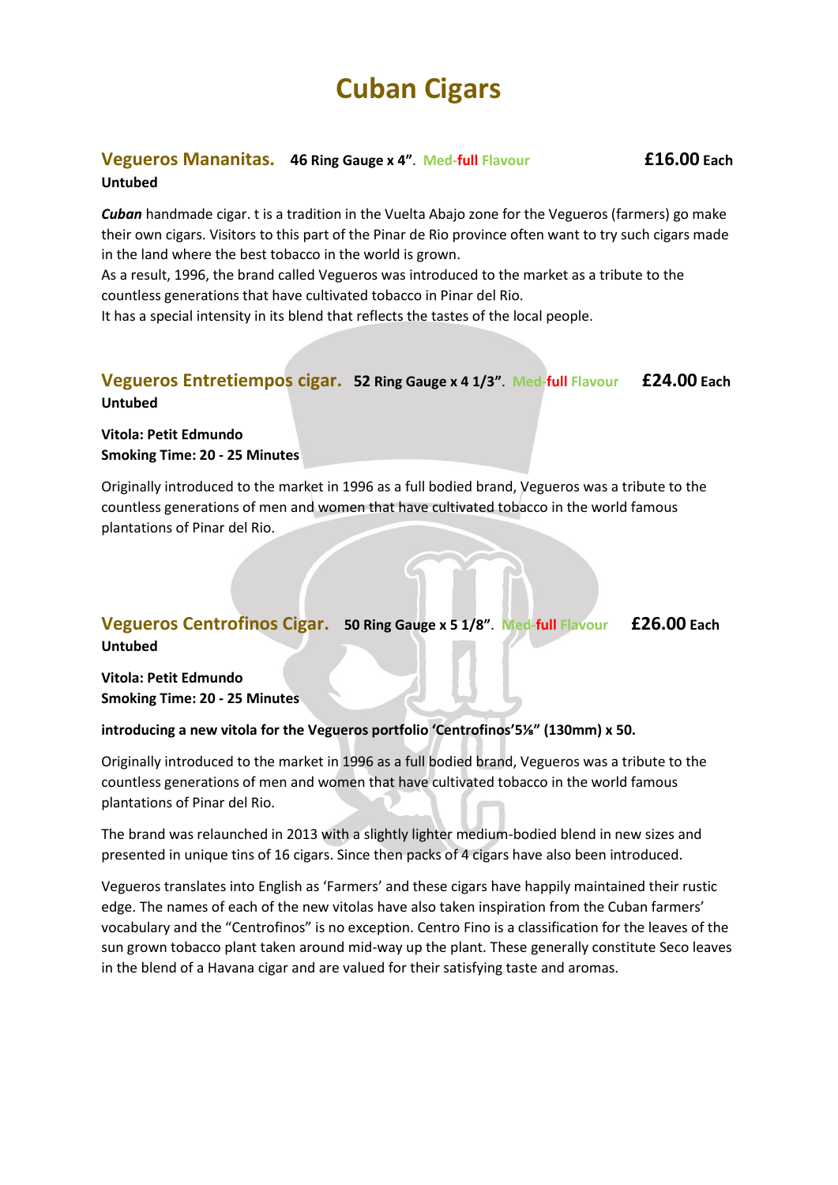# Cuban Cigars

## Vegueros Mananitas. **46 Ring Gauge x 4”. Med-full Flavour** **£16.00 Each**

**Untubed**

***Cuban*** handmade cigar. t is a tradition in the Vuelta Abajo zone for the Vegueros (farmers) go make their own cigars. Visitors to this part of the Pinar de Rio province often want to try such cigars made in the land where the best tobacco in the world is grown.
As a result, 1996, the brand called Vegueros was introduced to the market as a tribute to the countless generations that have cultivated tobacco in Pinar del Rio.
It has a special intensity in its blend that reflects the tastes of the local people.

## Vegueros Entretiempos cigar. **52 Ring Gauge x 4 1/3”. Med-full Flavour** **£24.00 Each**

**Untubed**

**Vitola: Petit Edmundo**
**Smoking Time: 20 - 25 Minutes**

Originally introduced to the market in 1996 as a full bodied brand, Vegueros was a tribute to the countless generations of men and women that have cultivated tobacco in the world famous plantations of Pinar del Rio.

## Vegueros Centrofinos Cigar. **50 Ring Gauge x 5 1/8”. Med-full Flavour** **£26.00 Each**

**Untubed**

**Vitola: Petit Edmundo**
**Smoking Time: 20 - 25 Minutes**

**introducing a new vitola for the Vegueros portfolio ‘Centrofinos’5⅛” (130mm) x 50.**

Originally introduced to the market in 1996 as a full bodied brand, Vegueros was a tribute to the countless generations of men and women that have cultivated tobacco in the world famous plantations of Pinar del Rio.

The brand was relaunched in 2013 with a slightly lighter medium-bodied blend in new sizes and presented in unique tins of 16 cigars. Since then packs of 4 cigars have also been introduced.

Vegueros translates into English as ‘Farmers’ and these cigars have happily maintained their rustic edge. The names of each of the new vitolas have also taken inspiration from the Cuban farmers’ vocabulary and the “Centrofinos” is no exception. Centro Fino is a classification for the leaves of the sun grown tobacco plant taken around mid-way up the plant. These generally constitute Seco leaves in the blend of a Havana cigar and are valued for their satisfying taste and aromas.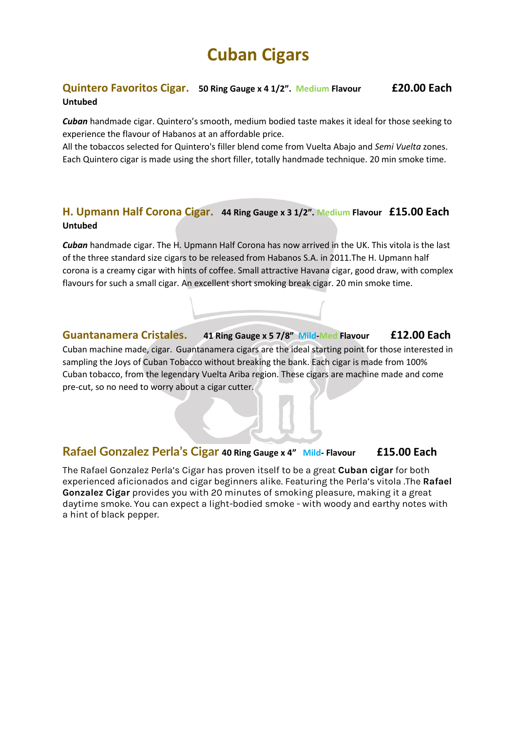# Cuban Cigars

## Quintero Favoritos Cigar. **50 Ring Gauge x 4 1/2". Medium Flavour** **£20.00 Each**

**Untubed**

***Cuban*** handmade cigar. Quintero's smooth, medium bodied taste makes it ideal for those seeking to experience the flavour of Habanos at an affordable price.
All the tobaccos selected for Quintero's filler blend come from Vuelta Abajo and *Semi Vuelta* zones. Each Quintero cigar is made using the short filler, totally handmade technique. 20 min smoke time.

## H. Upmann Half Corona Cigar. **44 Ring Gauge x 3 1/2". Medium Flavour** **£15.00 Each**

**Untubed**

***Cuban*** handmade cigar. The H. Upmann Half Corona has now arrived in the UK. This vitola is the last of the three standard size cigars to be released from Habanos S.A. in 2011.The H. Upmann half corona is a creamy cigar with hints of coffee. Small attractive Havana cigar, good draw, with complex flavours for such a small cigar. An excellent short smoking break cigar. 20 min smoke time.

## Guantanamera Cristales. **41 Ring Gauge x 5 7/8" Mild-Med Flavour** **£12.00 Each**

Cuban machine made, cigar. Guantanamera cigars are the ideal starting point for those interested in sampling the Joys of Cuban Tobacco without breaking the bank. Each cigar is made from 100% Cuban tobacco, from the legendary Vuelta Ariba region. These cigars are machine made and come pre-cut, so no need to worry about a cigar cutter.

## Rafael Gonzalez Perla's Cigar **40 Ring Gauge x 4" Mild- Flavour** **£15.00 Each**

The Rafael Gonzalez Perla's Cigar has proven itself to be a great **Cuban cigar** for both experienced aficionados and cigar beginners alike. Featuring the Perla's vitola .The **Rafael Gonzalez Cigar** provides you with 20 minutes of smoking pleasure, making it a great daytime smoke. You can expect a light-bodied smoke - with woody and earthy notes with a hint of black pepper.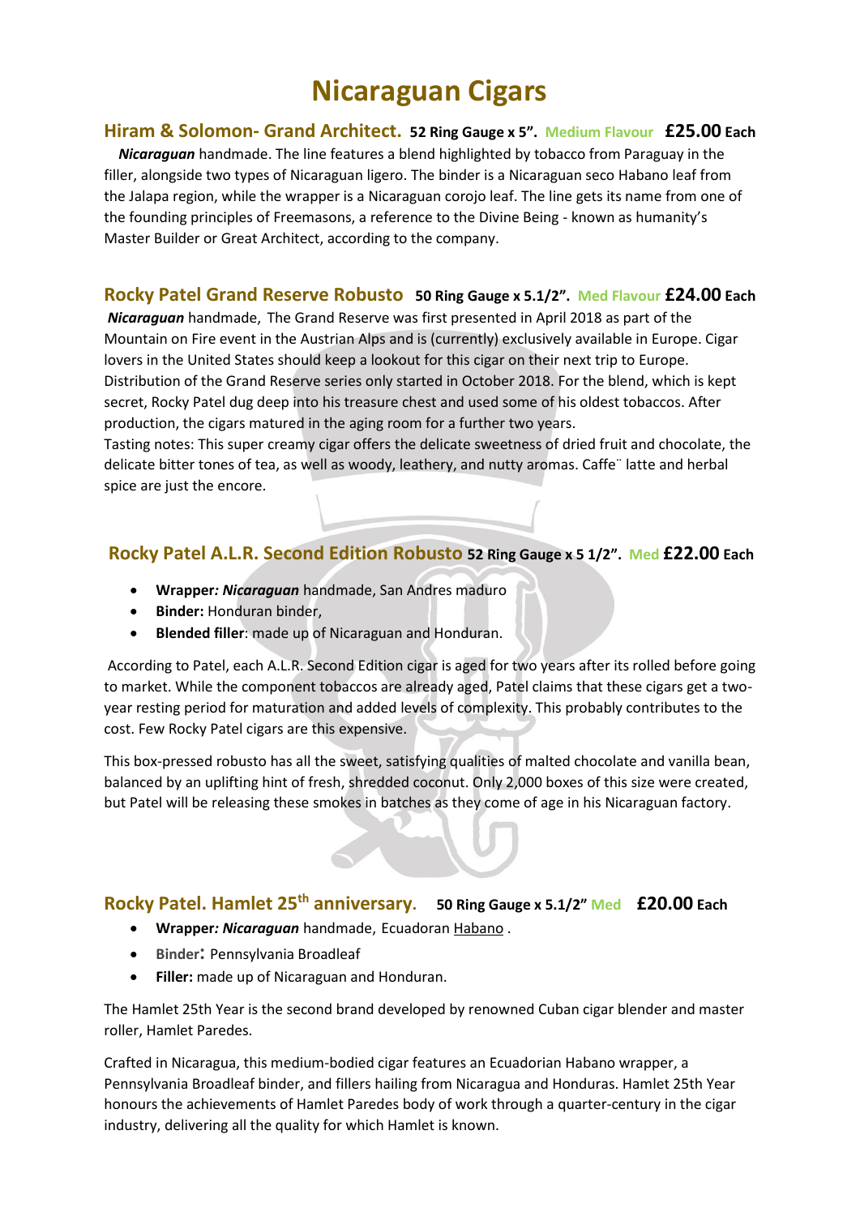# Nicaraguan Cigars

## Hiram & Solomon- Grand Architect. **52 Ring Gauge x 5".** Medium Flavour **£25.00 Each**

***Nicaraguan*** handmade. The line features a blend highlighted by tobacco from Paraguay in the filler, alongside two types of Nicaraguan ligero. The binder is a Nicaraguan seco Habano leaf from the Jalapa region, while the wrapper is a Nicaraguan corojo leaf. The line gets its name from one of the founding principles of Freemasons, a reference to the Divine Being - known as humanity's Master Builder or Great Architect, according to the company.

## Rocky Patel Grand Reserve Robusto **50 Ring Gauge x 5.1/2".** Med Flavour **£24.00 Each**

***Nicaraguan*** handmade, The Grand Reserve was first presented in April 2018 as part of the Mountain on Fire event in the Austrian Alps and is (currently) exclusively available in Europe. Cigar lovers in the United States should keep a lookout for this cigar on their next trip to Europe. Distribution of the Grand Reserve series only started in October 2018. For the blend, which is kept secret, Rocky Patel dug deep into his treasure chest and used some of his oldest tobaccos. After production, the cigars matured in the aging room for a further two years.
Tasting notes: This super creamy cigar offers the delicate sweetness of dried fruit and chocolate, the delicate bitter tones of tea, as well as woody, leathery, and nutty aromas. Caffe¨ latte and herbal spice are just the encore.

## Rocky Patel A.L.R. Second Edition Robusto **52 Ring Gauge x 5 1/2".** Med **£22.00 Each**

- **Wrapper*: Nicaraguan*** handmade, San Andres maduro
- **Binder:** Honduran binder,
- **Blended filler**: made up of Nicaraguan and Honduran.

According to Patel, each A.L.R. Second Edition cigar is aged for two years after its rolled before going to market. While the component tobaccos are already aged, Patel claims that these cigars get a two-year resting period for maturation and added levels of complexity. This probably contributes to the cost. Few Rocky Patel cigars are this expensive.

This box-pressed robusto has all the sweet, satisfying qualities of malted chocolate and vanilla bean, balanced by an uplifting hint of fresh, shredded coconut. Only 2,000 boxes of this size were created, but Patel will be releasing these smokes in batches as they come of age in his Nicaraguan factory.

## Rocky Patel. Hamlet 25th anniversary. **50 Ring Gauge x 5.1/2"** Med **£20.00 Each**

- **Wrapper*: Nicaraguan*** handmade, Ecuadoran Habano .
- **Binder:** Pennsylvania Broadleaf
- **Filler:** made up of Nicaraguan and Honduran.

The Hamlet 25th Year is the second brand developed by renowned Cuban cigar blender and master roller, Hamlet Paredes.

Crafted in Nicaragua, this medium-bodied cigar features an Ecuadorian Habano wrapper, a Pennsylvania Broadleaf binder, and fillers hailing from Nicaragua and Honduras. Hamlet 25th Year honours the achievements of Hamlet Paredes body of work through a quarter-century in the cigar industry, delivering all the quality for which Hamlet is known.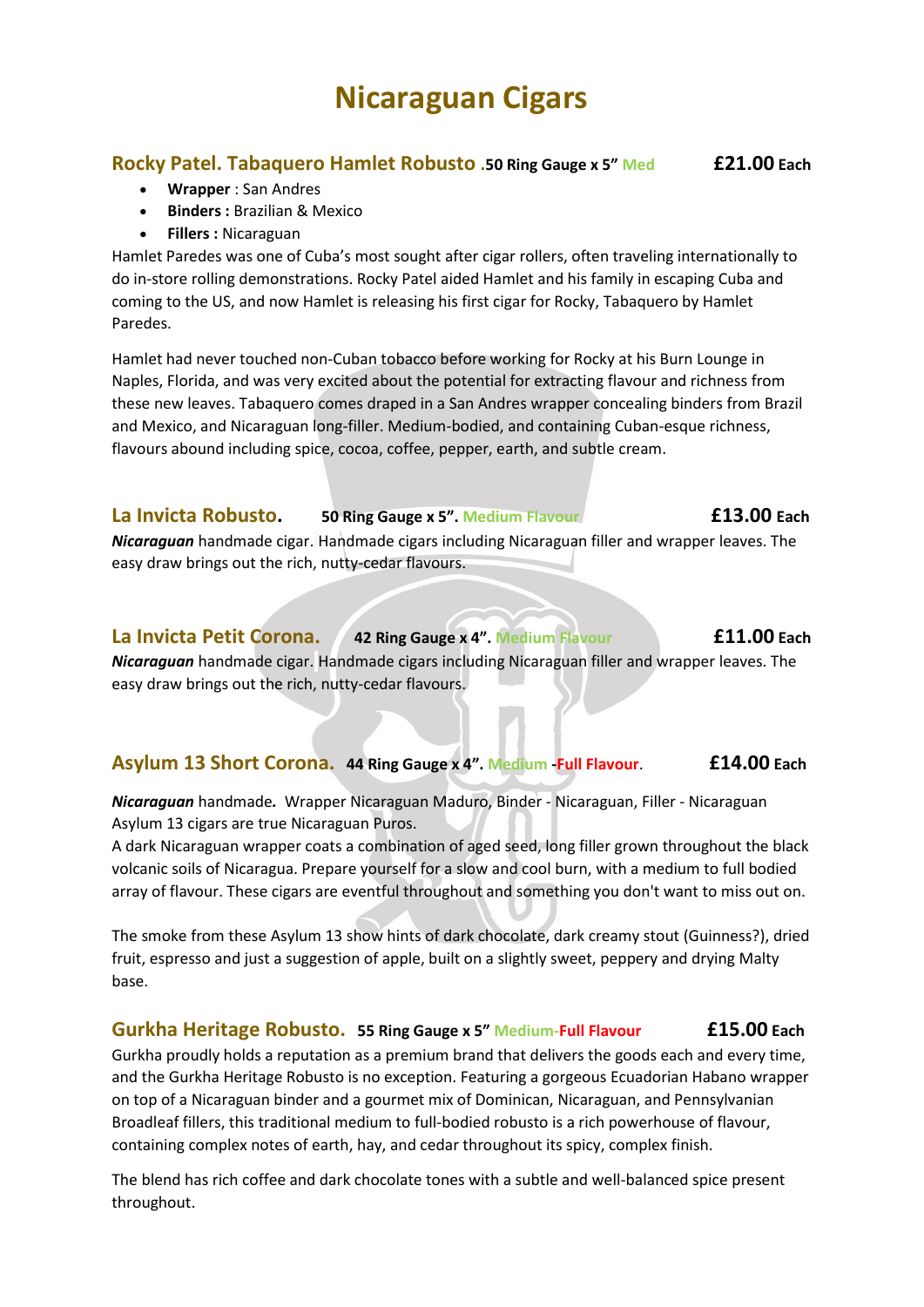# Nicaraguan Cigars

## Rocky Patel. Tabaquero Hamlet Robusto .50 Ring Gauge x 5" Med £21.00 Each

- **Wrapper** : San Andres
- **Binders :** Brazilian & Mexico
- **Fillers :** Nicaraguan

Hamlet Paredes was one of Cuba's most sought after cigar rollers, often traveling internationally to do in-store rolling demonstrations. Rocky Patel aided Hamlet and his family in escaping Cuba and coming to the US, and now Hamlet is releasing his first cigar for Rocky, Tabaquero by Hamlet Paredes.

Hamlet had never touched non-Cuban tobacco before working for Rocky at his Burn Lounge in Naples, Florida, and was very excited about the potential for extracting flavour and richness from these new leaves. Tabaquero comes draped in a San Andres wrapper concealing binders from Brazil and Mexico, and Nicaraguan long-filler. Medium-bodied, and containing Cuban-esque richness, flavours abound including spice, cocoa, coffee, pepper, earth, and subtle cream.

## La Invicta Robusto. 50 Ring Gauge x 5". Medium Flavour £13.00 Each

***Nicaraguan*** handmade cigar. Handmade cigars including Nicaraguan filler and wrapper leaves. The easy draw brings out the rich, nutty-cedar flavours.

## La Invicta Petit Corona. 42 Ring Gauge x 4". Medium Flavour £11.00 Each

***Nicaraguan*** handmade cigar. Handmade cigars including Nicaraguan filler and wrapper leaves. The easy draw brings out the rich, nutty-cedar flavours.

## Asylum 13 Short Corona. 44 Ring Gauge x 4". Medium -Full Flavour. £14.00 Each

***Nicaraguan*** handmade***.*** Wrapper Nicaraguan Maduro, Binder - Nicaraguan, Filler - Nicaraguan Asylum 13 cigars are true Nicaraguan Puros.
A dark Nicaraguan wrapper coats a combination of aged seed, long filler grown throughout the black volcanic soils of Nicaragua. Prepare yourself for a slow and cool burn, with a medium to full bodied array of flavour. These cigars are eventful throughout and something you don't want to miss out on.

The smoke from these Asylum 13 show hints of dark chocolate, dark creamy stout (Guinness?), dried fruit, espresso and just a suggestion of apple, built on a slightly sweet, peppery and drying Malty base.

## Gurkha Heritage Robusto. 55 Ring Gauge x 5" Medium-Full Flavour £15.00 Each

Gurkha proudly holds a reputation as a premium brand that delivers the goods each and every time, and the Gurkha Heritage Robusto is no exception. Featuring a gorgeous Ecuadorian Habano wrapper on top of a Nicaraguan binder and a gourmet mix of Dominican, Nicaraguan, and Pennsylvanian Broadleaf fillers, this traditional medium to full-bodied robusto is a rich powerhouse of flavour, containing complex notes of earth, hay, and cedar throughout its spicy, complex finish.

The blend has rich coffee and dark chocolate tones with a subtle and well-balanced spice present throughout.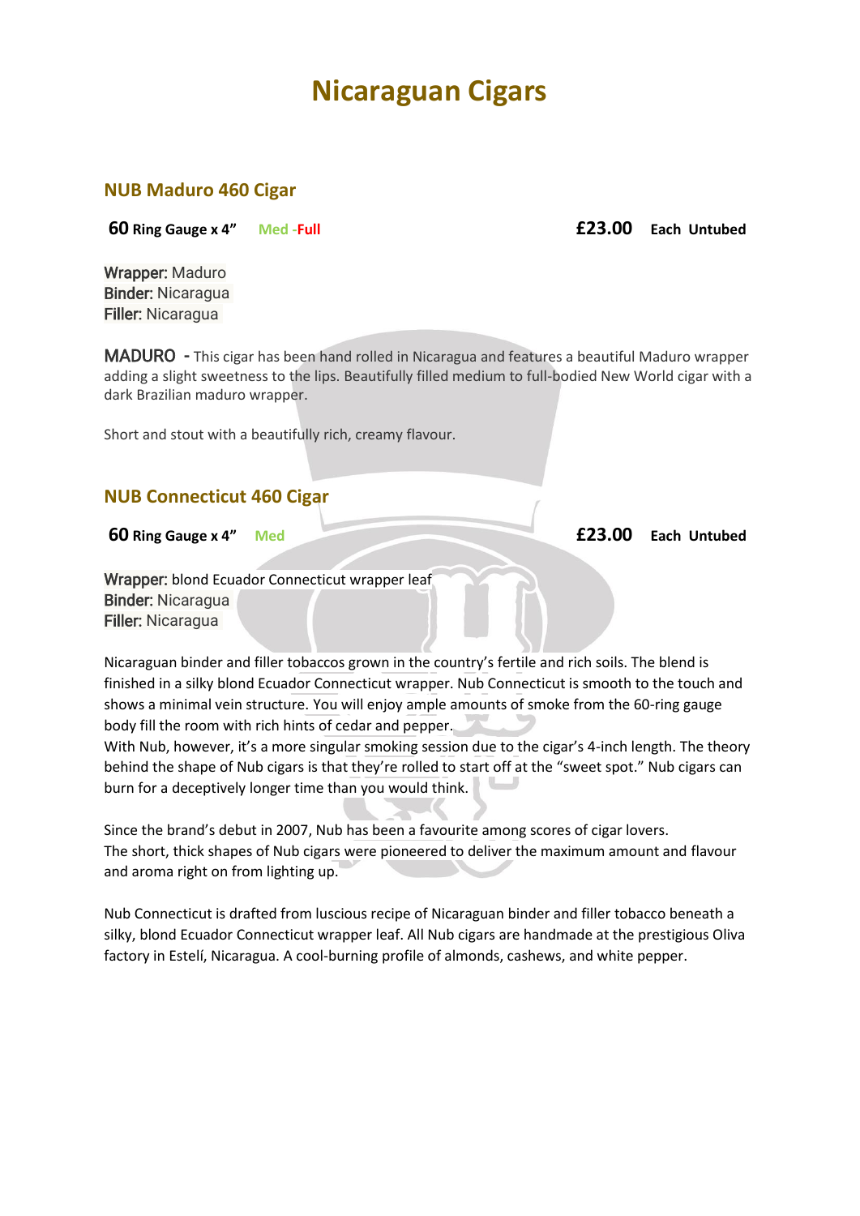# Nicaraguan Cigars

## NUB Maduro 460 Cigar

**60 Ring Gauge x 4”** Med -Full **£23.00** **Each Untubed**

**Wrapper:** Maduro
**Binder:** Nicaragua
**Filler:** Nicaragua

**MADURO** - This cigar has been hand rolled in Nicaragua and features a beautiful Maduro wrapper adding a slight sweetness to the lips. Beautifully filled medium to full-bodied New World cigar with a dark Brazilian maduro wrapper.

Short and stout with a beautifully rich, creamy flavour.

## NUB Connecticut 460 Cigar

**60 Ring Gauge x 4”** Med **£23.00** **Each Untubed**

**Wrapper:** blond Ecuador Connecticut wrapper leaf
**Binder:** Nicaragua
**Filler:** Nicaragua

Nicaraguan binder and filler tobaccos grown in the country’s fertile and rich soils. The blend is finished in a silky blond Ecuador Connecticut wrapper. Nub Connecticut is smooth to the touch and shows a minimal vein structure. You will enjoy ample amounts of smoke from the 60-ring gauge body fill the room with rich hints of cedar and pepper.
With Nub, however, it’s a more singular smoking session due to the cigar’s 4-inch length. The theory behind the shape of Nub cigars is that they’re rolled to start off at the “sweet spot.” Nub cigars can burn for a deceptively longer time than you would think.

Since the brand’s debut in 2007, Nub has been a favourite among scores of cigar lovers.
The short, thick shapes of Nub cigars were pioneered to deliver the maximum amount and flavour and aroma right on from lighting up.

Nub Connecticut is drafted from luscious recipe of Nicaraguan binder and filler tobacco beneath a silky, blond Ecuador Connecticut wrapper leaf. All Nub cigars are handmade at the prestigious Oliva factory in Estelí, Nicaragua. A cool-burning profile of almonds, cashews, and white pepper.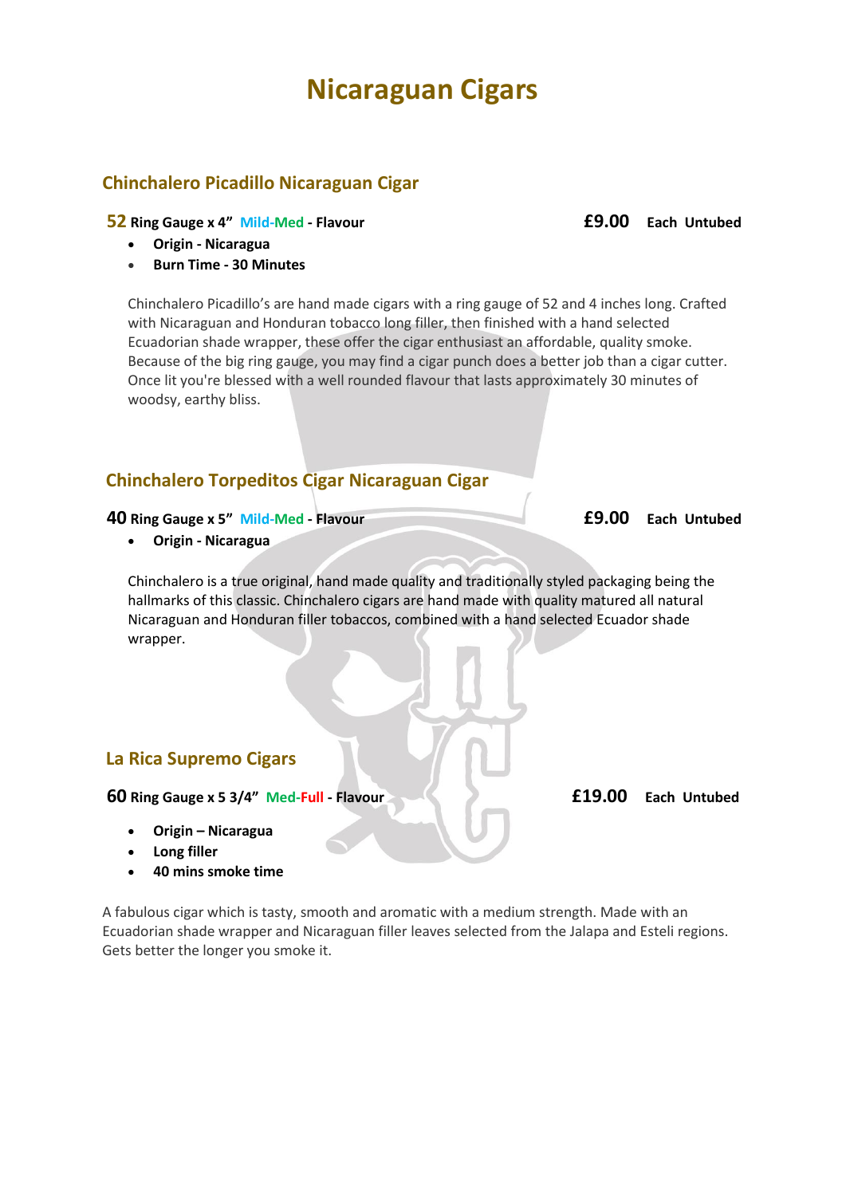# Nicaraguan Cigars

## Chinchalero Picadillo Nicaraguan Cigar

**52 Ring Gauge x 4" Mild-Med - Flavour** **£9.00 Each Untubed**

- **Origin - Nicaragua**
- **Burn Time - 30 Minutes**

Chinchalero Picadillo's are hand made cigars with a ring gauge of 52 and 4 inches long. Crafted with Nicaraguan and Honduran tobacco long filler, then finished with a hand selected Ecuadorian shade wrapper, these offer the cigar enthusiast an affordable, quality smoke. Because of the big ring gauge, you may find a cigar punch does a better job than a cigar cutter. Once lit you're blessed with a well rounded flavour that lasts approximately 30 minutes of woodsy, earthy bliss.

## Chinchalero Torpeditos Cigar Nicaraguan Cigar

**40 Ring Gauge x 5" Mild-Med - Flavour** **£9.00 Each Untubed**

- **Origin - Nicaragua**

Chinchalero is a true original, hand made quality and traditionally styled packaging being the hallmarks of this classic. Chinchalero cigars are hand made with quality matured all natural Nicaraguan and Honduran filler tobaccos, combined with a hand selected Ecuador shade wrapper.

## La Rica Supremo Cigars

**60 Ring Gauge x 5 3/4" Med-Full - Flavour** **£19.00 Each Untubed**

- **Origin – Nicaragua**
- **Long filler**
- **40 mins smoke time**

A fabulous cigar which is tasty, smooth and aromatic with a medium strength. Made with an Ecuadorian shade wrapper and Nicaraguan filler leaves selected from the Jalapa and Esteli regions. Gets better the longer you smoke it.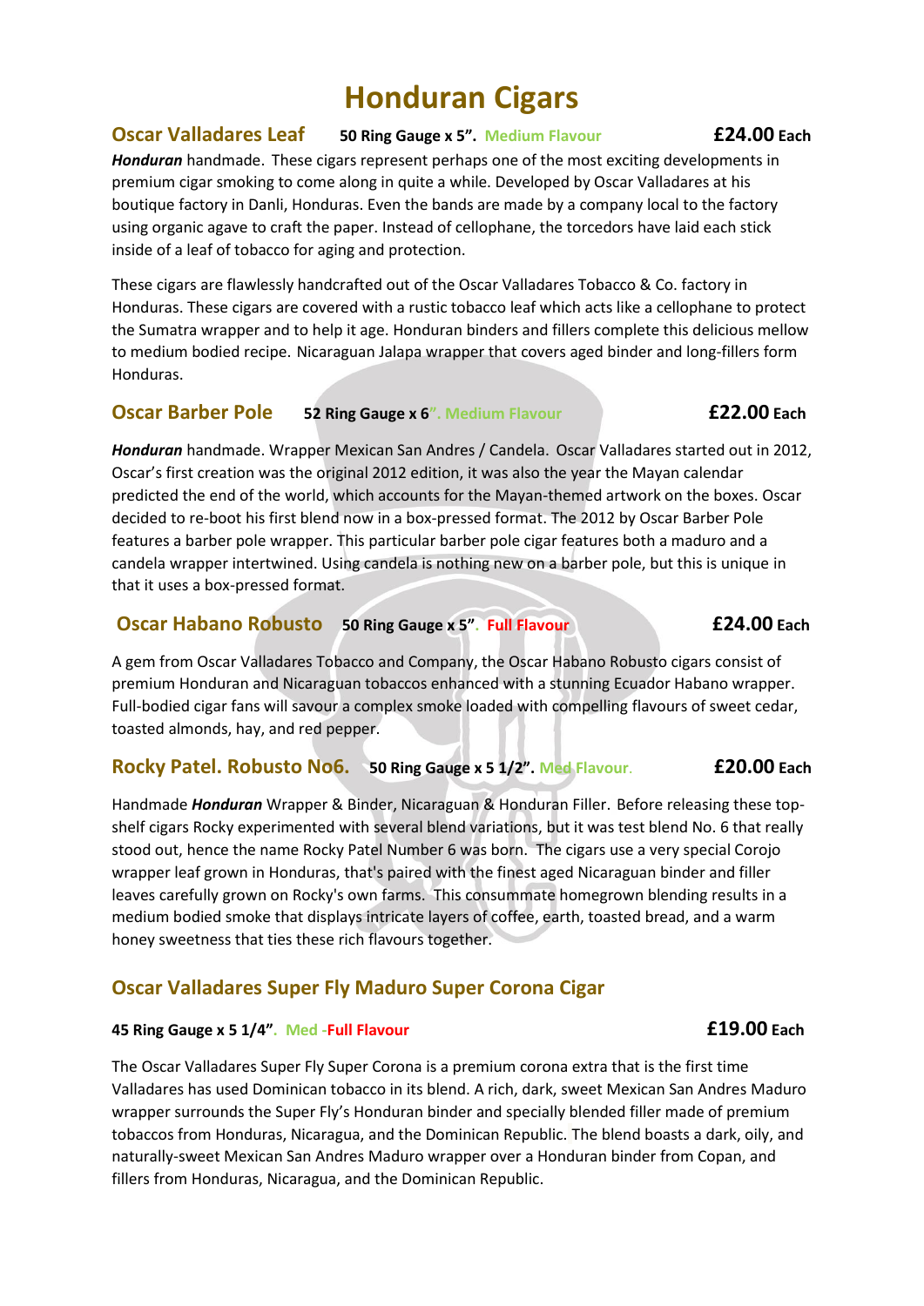# Honduran Cigars

## Oscar Valladares Leaf

**50 Ring Gauge x 5".** Medium Flavour **£24.00 Each**

***Honduran*** handmade. These cigars represent perhaps one of the most exciting developments in premium cigar smoking to come along in quite a while. Developed by Oscar Valladares at his boutique factory in Danli, Honduras. Even the bands are made by a company local to the factory using organic agave to craft the paper. Instead of cellophane, the torcedors have laid each stick inside of a leaf of tobacco for aging and protection.

These cigars are flawlessly handcrafted out of the Oscar Valladares Tobacco & Co. factory in Honduras. These cigars are covered with a rustic tobacco leaf which acts like a cellophane to protect the Sumatra wrapper and to help it age. Honduran binders and fillers complete this delicious mellow to medium bodied recipe. Nicaraguan Jalapa wrapper that covers aged binder and long-fillers form Honduras.

## Oscar Barber Pole

**52 Ring Gauge x 6".** Medium Flavour **£22.00 Each**

***Honduran*** handmade. Wrapper Mexican San Andres / Candela. Oscar Valladares started out in 2012, Oscar's first creation was the original 2012 edition, it was also the year the Mayan calendar predicted the end of the world, which accounts for the Mayan-themed artwork on the boxes. Oscar decided to re-boot his first blend now in a box-pressed format. The 2012 by Oscar Barber Pole features a barber pole wrapper. This particular barber pole cigar features both a maduro and a candela wrapper intertwined. Using candela is nothing new on a barber pole, but this is unique in that it uses a box-pressed format.

## Oscar Habano Robusto

**50 Ring Gauge x 5".** Full Flavour **£24.00 Each**

A gem from Oscar Valladares Tobacco and Company, the Oscar Habano Robusto cigars consist of premium Honduran and Nicaraguan tobaccos enhanced with a stunning Ecuador Habano wrapper. Full-bodied cigar fans will savour a complex smoke loaded with compelling flavours of sweet cedar, toasted almonds, hay, and red pepper.

## Rocky Patel. Robusto No6.

**50 Ring Gauge x 5 1/2".** Med Flavour. **£20.00 Each**

Handmade ***Honduran*** Wrapper & Binder, Nicaraguan & Honduran Filler. Before releasing these top-shelf cigars Rocky experimented with several blend variations, but it was test blend No. 6 that really stood out, hence the name Rocky Patel Number 6 was born. The cigars use a very special Corojo wrapper leaf grown in Honduras, that's paired with the finest aged Nicaraguan binder and filler leaves carefully grown on Rocky's own farms. This consummate homegrown blending results in a medium bodied smoke that displays intricate layers of coffee, earth, toasted bread, and a warm honey sweetness that ties these rich flavours together.

## Oscar Valladares Super Fly Maduro Super Corona Cigar

**45 Ring Gauge x 5 1/4".** Med -Full Flavour **£19.00 Each**

The Oscar Valladares Super Fly Super Corona is a premium corona extra that is the first time Valladares has used Dominican tobacco in its blend. A rich, dark, sweet Mexican San Andres Maduro wrapper surrounds the Super Fly's Honduran binder and specially blended filler made of premium tobaccos from Honduras, Nicaragua, and the Dominican Republic. The blend boasts a dark, oily, and naturally-sweet Mexican San Andres Maduro wrapper over a Honduran binder from Copan, and fillers from Honduras, Nicaragua, and the Dominican Republic.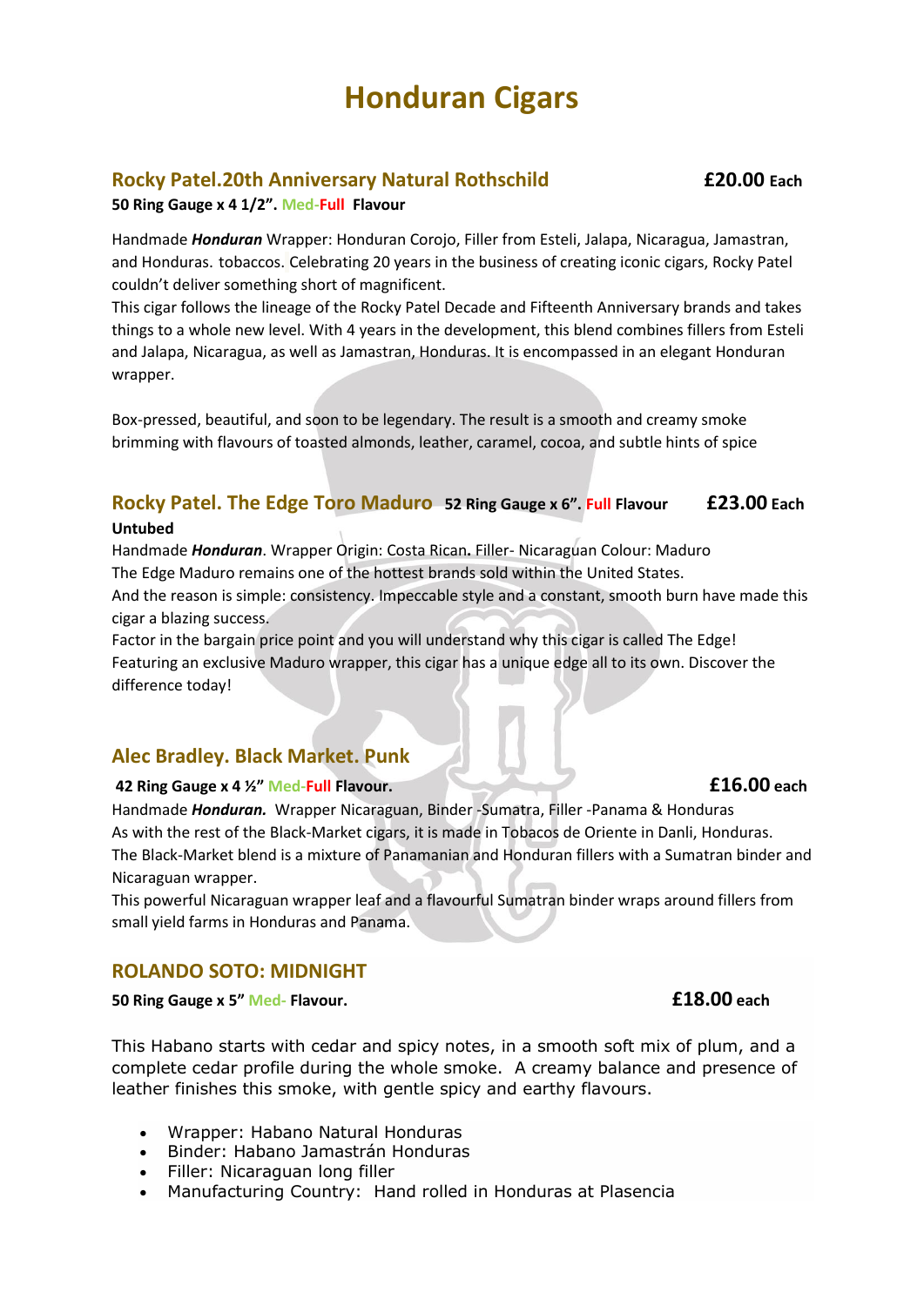# Honduran Cigars

## Rocky Patel.20th Anniversary Natural Rothschild **£20.00 Each**

**50 Ring Gauge x 4 1/2". Med-Full Flavour**

Handmade ***Honduran*** Wrapper: Honduran Corojo, Filler from Esteli, Jalapa, Nicaragua, Jamastran, and Honduras. tobaccos. Celebrating 20 years in the business of creating iconic cigars, Rocky Patel couldn't deliver something short of magnificent.
This cigar follows the lineage of the Rocky Patel Decade and Fifteenth Anniversary brands and takes things to a whole new level. With 4 years in the development, this blend combines fillers from Esteli and Jalapa, Nicaragua, as well as Jamastran, Honduras. It is encompassed in an elegant Honduran wrapper.

Box-pressed, beautiful, and soon to be legendary. The result is a smooth and creamy smoke brimming with flavours of toasted almonds, leather, caramel, cocoa, and subtle hints of spice

## Rocky Patel. The Edge Toro Maduro **52 Ring Gauge x 6". Full Flavour** **£23.00 Each**

**Untubed**

Handmade ***Honduran***. Wrapper Origin: Costa Rican**.** Filler- Nicaraguan Colour: Maduro
The Edge Maduro remains one of the hottest brands sold within the United States.
And the reason is simple: consistency. Impeccable style and a constant, smooth burn have made this cigar a blazing success.
Factor in the bargain price point and you will understand why this cigar is called The Edge!
Featuring an exclusive Maduro wrapper, this cigar has a unique edge all to its own. Discover the difference today!

## Alec Bradley. Black Market. Punk

**42 Ring Gauge x 4 ½" Med-Full Flavour.** **£16.00 each**

Handmade ***Honduran.*** Wrapper Nicaraguan, Binder -Sumatra, Filler -Panama & Honduras
As with the rest of the Black-Market cigars, it is made in Tobacos de Oriente in Danli, Honduras.
The Black-Market blend is a mixture of Panamanian and Honduran fillers with a Sumatran binder and Nicaraguan wrapper.
This powerful Nicaraguan wrapper leaf and a flavourful Sumatran binder wraps around fillers from small yield farms in Honduras and Panama.

## ROLANDO SOTO: MIDNIGHT

**50 Ring Gauge x 5" Med- Flavour.** **£18.00 each**

This Habano starts with cedar and spicy notes, in a smooth soft mix of plum, and a complete cedar profile during the whole smoke. A creamy balance and presence of leather finishes this smoke, with gentle spicy and earthy flavours.

- Wrapper: Habano Natural Honduras
- Binder: Habano Jamastrán Honduras
- Filler: Nicaraguan long filler
- Manufacturing Country: Hand rolled in Honduras at Plasencia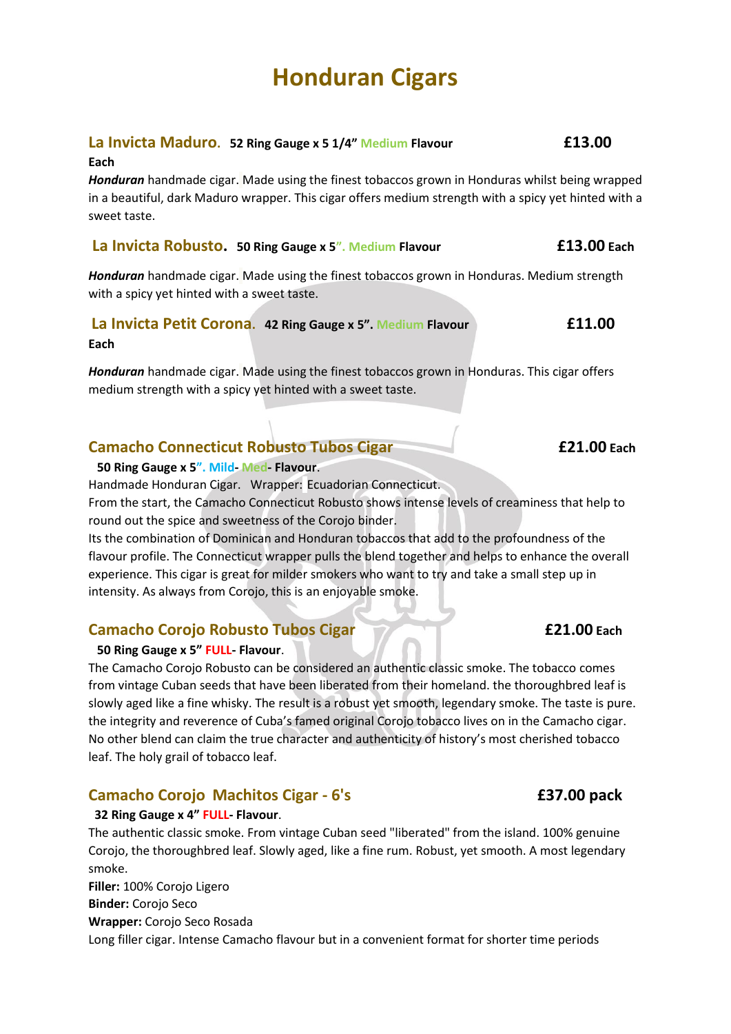# Honduran Cigars

## La Invicta Maduro. **52 Ring Gauge x 5 1/4" Medium Flavour** **£13.00 Each**

***Honduran*** handmade cigar. Made using the finest tobaccos grown in Honduras whilst being wrapped in a beautiful, dark Maduro wrapper. This cigar offers medium strength with a spicy yet hinted with a sweet taste.

## La Invicta Robusto. **50 Ring Gauge x 5". Medium Flavour** **£13.00 Each**

***Honduran*** handmade cigar. Made using the finest tobaccos grown in Honduras. Medium strength with a spicy yet hinted with a sweet taste.

## La Invicta Petit Corona. **42 Ring Gauge x 5". Medium Flavour** **£11.00 Each**

***Honduran*** handmade cigar. Made using the finest tobaccos grown in Honduras. This cigar offers medium strength with a spicy yet hinted with a sweet taste.

## Camacho Connecticut Robusto Tubos Cigar **£21.00 Each**

**50 Ring Gauge x 5". Mild- Med- Flavour**.

Handmade Honduran Cigar. Wrapper: Ecuadorian Connecticut.

From the start, the Camacho Connecticut Robusto shows intense levels of creaminess that help to round out the spice and sweetness of the Corojo binder.

Its the combination of Dominican and Honduran tobaccos that add to the profoundness of the flavour profile. The Connecticut wrapper pulls the blend together and helps to enhance the overall experience. This cigar is great for milder smokers who want to try and take a small step up in intensity. As always from Corojo, this is an enjoyable smoke.

## Camacho Corojo Robusto Tubos Cigar **£21.00 Each**

**50 Ring Gauge x 5" FULL- Flavour**.

The Camacho Corojo Robusto can be considered an authentic classic smoke. The tobacco comes from vintage Cuban seeds that have been liberated from their homeland. the thoroughbred leaf is slowly aged like a fine whisky. The result is a robust yet smooth, legendary smoke. The taste is pure. the integrity and reverence of Cuba's famed original Corojo tobacco lives on in the Camacho cigar. No other blend can claim the true character and authenticity of history's most cherished tobacco leaf. The holy grail of tobacco leaf.

## Camacho Corojo Machitos Cigar - 6's **£37.00 pack**

**32 Ring Gauge x 4" FULL- Flavour**.

The authentic classic smoke. From vintage Cuban seed "liberated" from the island. 100% genuine Corojo, the thoroughbred leaf. Slowly aged, like a fine rum. Robust, yet smooth. A most legendary smoke.

**Filler:** 100% Corojo Ligero

**Binder:** Corojo Seco

**Wrapper:** Corojo Seco Rosada

Long filler cigar. Intense Camacho flavour but in a convenient format for shorter time periods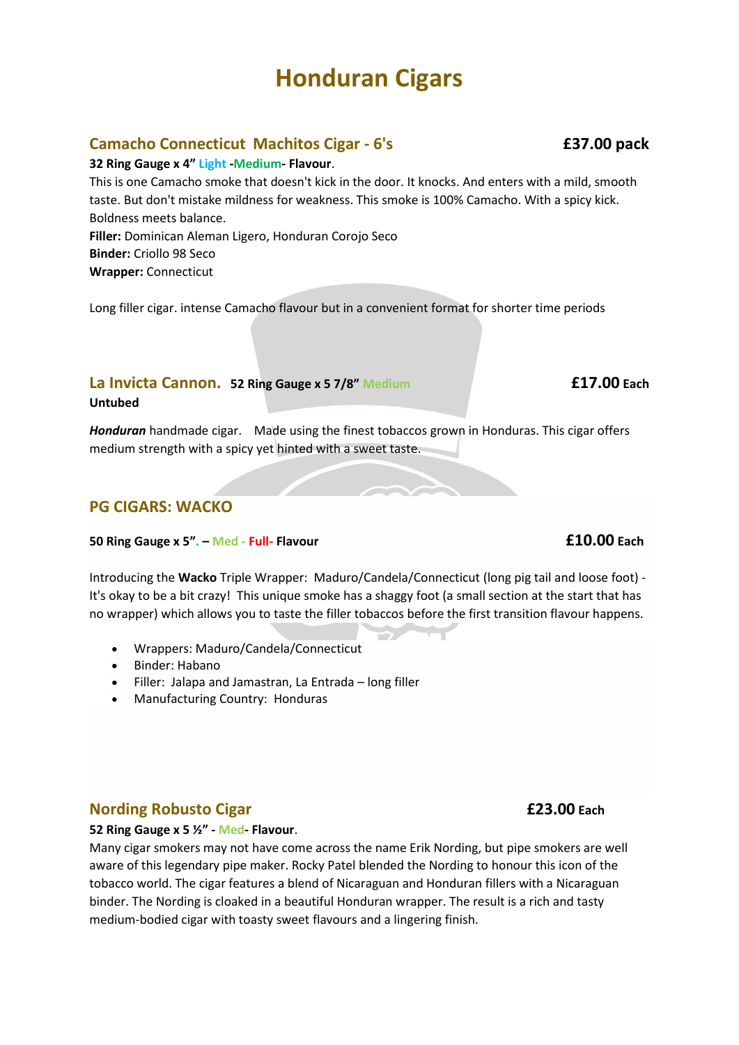# Honduran Cigars

## Camacho Connecticut Machitos Cigar - 6's £37.00 pack

**32 Ring Gauge x 4" Light -Medium- Flavour**.

This is one Camacho smoke that doesn't kick in the door. It knocks. And enters with a mild, smooth taste. But don't mistake mildness for weakness. This smoke is 100% Camacho. With a spicy kick. Boldness meets balance.

**Filler:** Dominican Aleman Ligero, Honduran Corojo Seco

**Binder:** Criollo 98 Seco

**Wrapper:** Connecticut

Long filler cigar. intense Camacho flavour but in a convenient format for shorter time periods

## La Invicta Cannon. 52 Ring Gauge x 5 7/8" Medium £17.00 Each

**Untubed**

***Honduran*** handmade cigar. Made using the finest tobaccos grown in Honduras. This cigar offers medium strength with a spicy yet hinted with a sweet taste.

## PG CIGARS: WACKO

**50 Ring Gauge x 5". – Med - Full- Flavour** **£10.00 Each**

Introducing the **Wacko** Triple Wrapper: Maduro/Candela/Connecticut (long pig tail and loose foot) - It's okay to be a bit crazy! This unique smoke has a shaggy foot (a small section at the start that has no wrapper) which allows you to taste the filler tobaccos before the first transition flavour happens.

- Wrappers: Maduro/Candela/Connecticut
- Binder: Habano
- Filler: Jalapa and Jamastran, La Entrada – long filler
- Manufacturing Country: Honduras

## Nording Robusto Cigar £23.00 Each

**52 Ring Gauge x 5 ½" - Med- Flavour**.

Many cigar smokers may not have come across the name Erik Nording, but pipe smokers are well aware of this legendary pipe maker. Rocky Patel blended the Nording to honour this icon of the tobacco world. The cigar features a blend of Nicaraguan and Honduran fillers with a Nicaraguan binder. The Nording is cloaked in a beautiful Honduran wrapper. The result is a rich and tasty medium-bodied cigar with toasty sweet flavours and a lingering finish.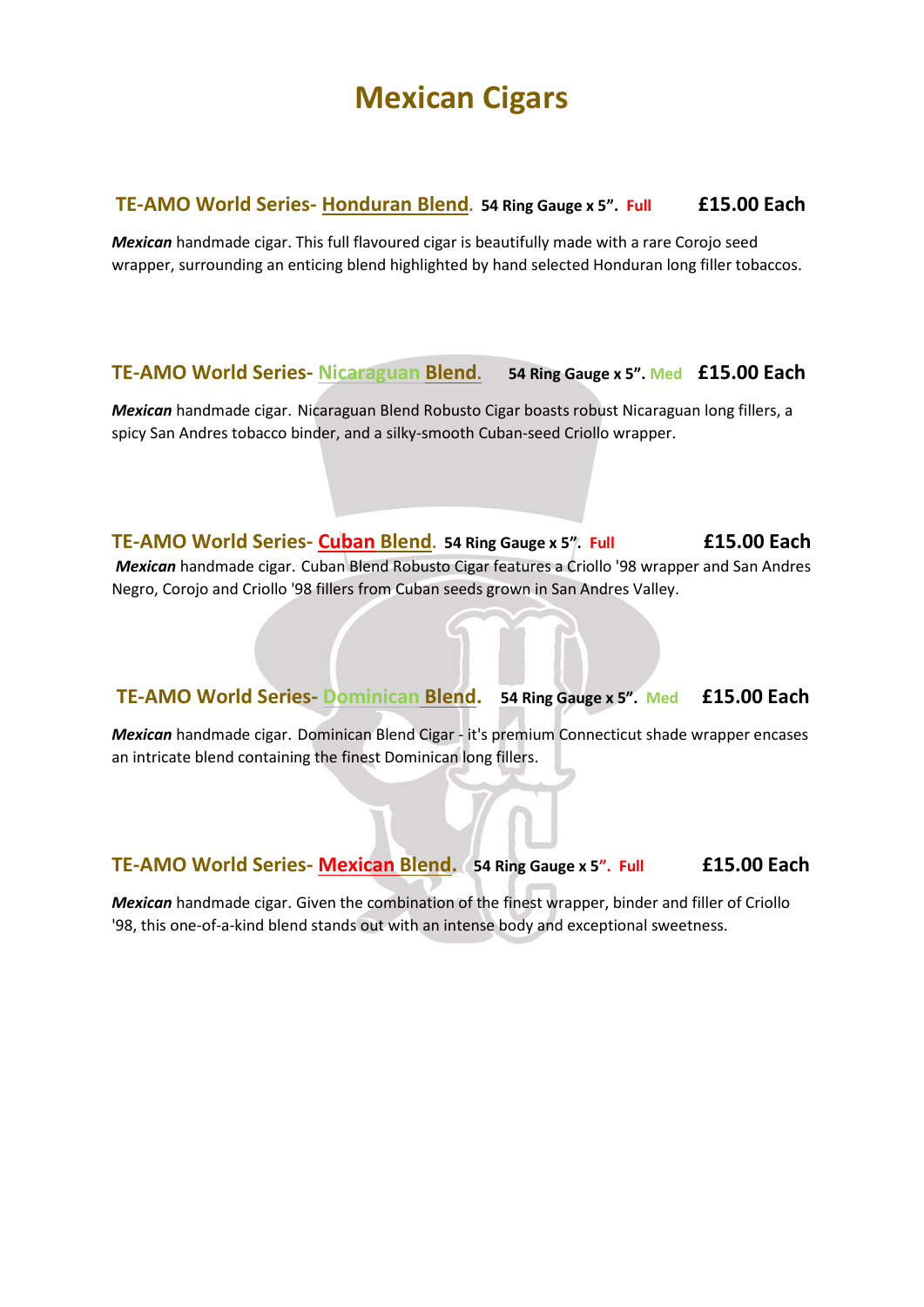# Mexican Cigars

### TE-AMO World Series- Honduran Blend. 54 Ring Gauge x 5". Full £15.00 Each

***Mexican*** handmade cigar. This full flavoured cigar is beautifully made with a rare Corojo seed wrapper, surrounding an enticing blend highlighted by hand selected Honduran long filler tobaccos.

### TE-AMO World Series- Nicaraguan Blend. 54 Ring Gauge x 5". Med £15.00 Each

***Mexican*** handmade cigar. Nicaraguan Blend Robusto Cigar boasts robust Nicaraguan long fillers, a spicy San Andres tobacco binder, and a silky-smooth Cuban-seed Criollo wrapper.

### TE-AMO World Series- Cuban Blend. 54 Ring Gauge x 5". Full £15.00 Each

***Mexican*** handmade cigar. Cuban Blend Robusto Cigar features a Criollo '98 wrapper and San Andres Negro, Corojo and Criollo '98 fillers from Cuban seeds grown in San Andres Valley.

### TE-AMO World Series- Dominican Blend. 54 Ring Gauge x 5". Med £15.00 Each

***Mexican*** handmade cigar. Dominican Blend Cigar - it's premium Connecticut shade wrapper encases an intricate blend containing the finest Dominican long fillers.

### TE-AMO World Series- Mexican Blend. 54 Ring Gauge x 5". Full £15.00 Each

***Mexican*** handmade cigar. Given the combination of the finest wrapper, binder and filler of Criollo '98, this one-of-a-kind blend stands out with an intense body and exceptional sweetness.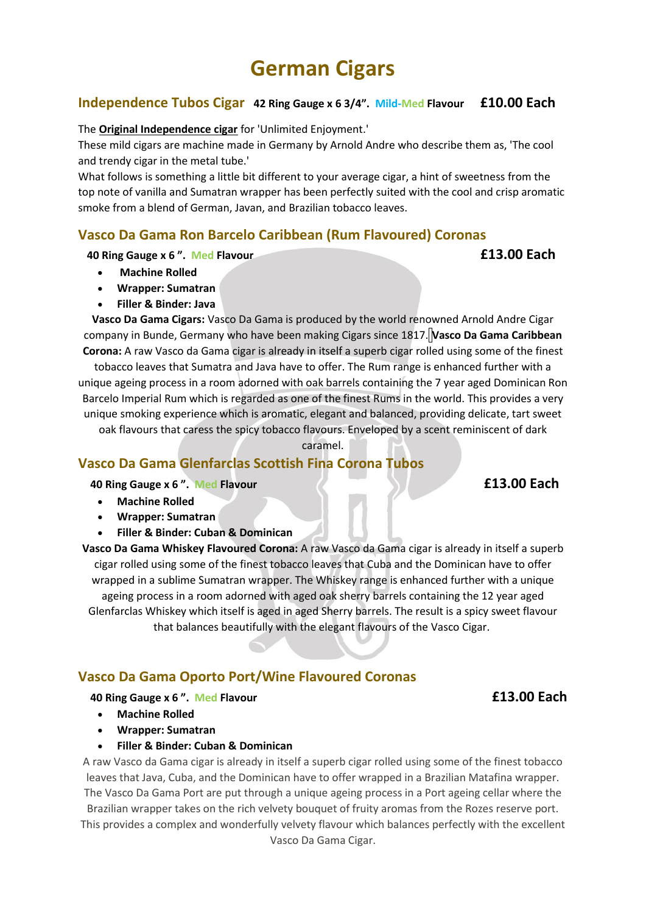# German Cigars

## Independence Tubos Cigar **42 Ring Gauge x 6 3/4". Mild-Med Flavour £10.00 Each**

The **Original Independence cigar** for 'Unlimited Enjoyment.'

These mild cigars are machine made in Germany by Arnold Andre who describe them as, 'The cool and trendy cigar in the metal tube.'

What follows is something a little bit different to your average cigar, a hint of sweetness from the top note of vanilla and Sumatran wrapper has been perfectly suited with the cool and crisp aromatic smoke from a blend of German, Javan, and Brazilian tobacco leaves.

## Vasco Da Gama Ron Barcelo Caribbean (Rum Flavoured) Coronas

**40 Ring Gauge x 6 ". Med Flavour £13.00 Each**

- **Machine Rolled**
- **Wrapper: Sumatran**
- **Filler & Binder: Java**

**Vasco Da Gama Cigars:** Vasco Da Gama is produced by the world renowned Arnold Andre Cigar company in Bunde, Germany who have been making Cigars since 1817. **Vasco Da Gama Caribbean Corona:** A raw Vasco da Gama cigar is already in itself a superb cigar rolled using some of the finest tobacco leaves that Sumatra and Java have to offer. The Rum range is enhanced further with a unique ageing process in a room adorned with oak barrels containing the 7 year aged Dominican Ron Barcelo Imperial Rum which is regarded as one of the finest Rums in the world. This provides a very unique smoking experience which is aromatic, elegant and balanced, providing delicate, tart sweet oak flavours that caress the spicy tobacco flavours. Enveloped by a scent reminiscent of dark caramel.

## Vasco Da Gama Glenfarclas Scottish Fina Corona Tubos

**40 Ring Gauge x 6 ". Med Flavour £13.00 Each**

- **Machine Rolled**
- **Wrapper: Sumatran**
- **Filler & Binder: Cuban & Dominican**

**Vasco Da Gama Whiskey Flavoured Corona:** A raw Vasco da Gama cigar is already in itself a superb cigar rolled using some of the finest tobacco leaves that Cuba and the Dominican have to offer wrapped in a sublime Sumatran wrapper. The Whiskey range is enhanced further with a unique ageing process in a room adorned with aged oak sherry barrels containing the 12 year aged Glenfarclas Whiskey which itself is aged in aged Sherry barrels. The result is a spicy sweet flavour that balances beautifully with the elegant flavours of the Vasco Cigar.

## Vasco Da Gama Oporto Port/Wine Flavoured Coronas

**40 Ring Gauge x 6 ". Med Flavour £13.00 Each**

- **Machine Rolled**
- **Wrapper: Sumatran**
- **Filler & Binder: Cuban & Dominican**

A raw Vasco da Gama cigar is already in itself a superb cigar rolled using some of the finest tobacco leaves that Java, Cuba, and the Dominican have to offer wrapped in a Brazilian Matafina wrapper. The Vasco Da Gama Port are put through a unique ageing process in a Port ageing cellar where the Brazilian wrapper takes on the rich velvety bouquet of fruity aromas from the Rozes reserve port. This provides a complex and wonderfully velvety flavour which balances perfectly with the excellent Vasco Da Gama Cigar.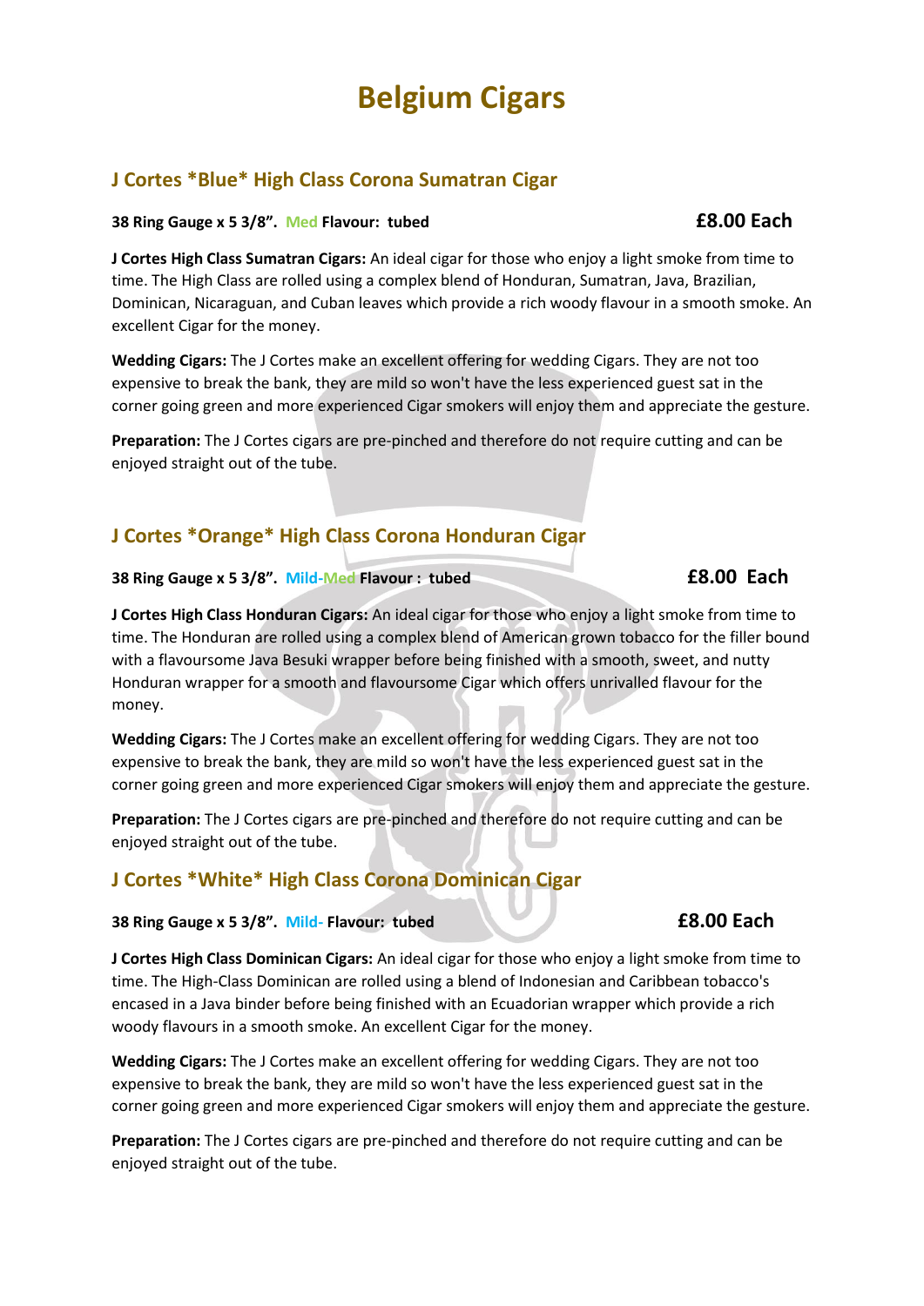# Belgium Cigars

## J Cortes *Blue* High Class Corona Sumatran Cigar

**38 Ring Gauge x 5 3/8". Med Flavour: tubed** **£8.00 Each**

**J Cortes High Class Sumatran Cigars:** An ideal cigar for those who enjoy a light smoke from time to time. The High Class are rolled using a complex blend of Honduran, Sumatran, Java, Brazilian, Dominican, Nicaraguan, and Cuban leaves which provide a rich woody flavour in a smooth smoke. An excellent Cigar for the money.

**Wedding Cigars:** The J Cortes make an excellent offering for wedding Cigars. They are not too expensive to break the bank, they are mild so won't have the less experienced guest sat in the corner going green and more experienced Cigar smokers will enjoy them and appreciate the gesture.

**Preparation:** The J Cortes cigars are pre-pinched and therefore do not require cutting and can be enjoyed straight out of the tube.

## J Cortes *Orange* High Class Corona Honduran Cigar

**38 Ring Gauge x 5 3/8". Mild-Med Flavour : tubed** **£8.00 Each**

**J Cortes High Class Honduran Cigars:** An ideal cigar for those who enjoy a light smoke from time to time. The Honduran are rolled using a complex blend of American grown tobacco for the filler bound with a flavoursome Java Besuki wrapper before being finished with a smooth, sweet, and nutty Honduran wrapper for a smooth and flavoursome Cigar which offers unrivalled flavour for the money.

**Wedding Cigars:** The J Cortes make an excellent offering for wedding Cigars. They are not too expensive to break the bank, they are mild so won't have the less experienced guest sat in the corner going green and more experienced Cigar smokers will enjoy them and appreciate the gesture.

**Preparation:** The J Cortes cigars are pre-pinched and therefore do not require cutting and can be enjoyed straight out of the tube.

## J Cortes *White* High Class Corona Dominican Cigar

**38 Ring Gauge x 5 3/8". Mild- Flavour: tubed** **£8.00 Each**

**J Cortes High Class Dominican Cigars:** An ideal cigar for those who enjoy a light smoke from time to time. The High-Class Dominican are rolled using a blend of Indonesian and Caribbean tobacco's encased in a Java binder before being finished with an Ecuadorian wrapper which provide a rich woody flavours in a smooth smoke. An excellent Cigar for the money.

**Wedding Cigars:** The J Cortes make an excellent offering for wedding Cigars. They are not too expensive to break the bank, they are mild so won't have the less experienced guest sat in the corner going green and more experienced Cigar smokers will enjoy them and appreciate the gesture.

**Preparation:** The J Cortes cigars are pre-pinched and therefore do not require cutting and can be enjoyed straight out of the tube.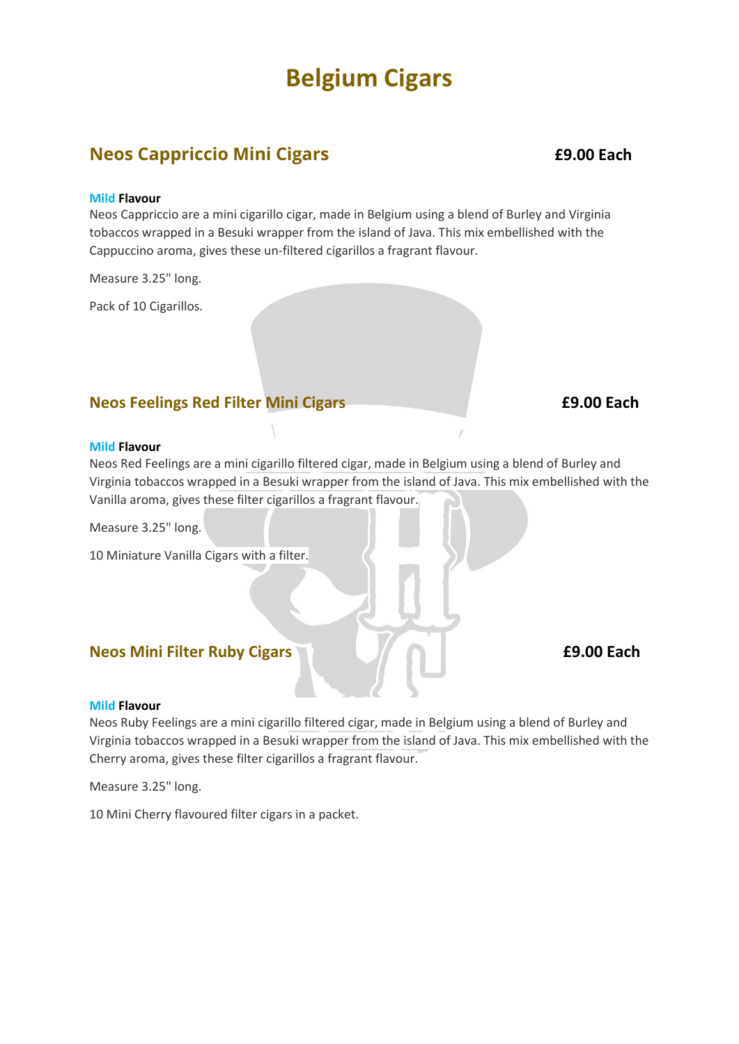# Belgium Cigars

## Neos Cappriccio Mini Cigars — £9.00 Each

**Mild Flavour**

Neos Cappriccio are a mini cigarillo cigar, made in Belgium using a blend of Burley and Virginia tobaccos wrapped in a Besuki wrapper from the island of Java. This mix embellished with the Cappuccino aroma, gives these un-filtered cigarillos a fragrant flavour.

Measure 3.25" long.

Pack of 10 Cigarillos.

## Neos Feelings Red Filter Mini Cigars — £9.00 Each

**Mild Flavour**

Neos Red Feelings are a mini cigarillo filtered cigar, made in Belgium using a blend of Burley and Virginia tobaccos wrapped in a Besuki wrapper from the island of Java. This mix embellished with the Vanilla aroma, gives these filter cigarillos a fragrant flavour.

Measure 3.25" long.

10 Miniature Vanilla Cigars with a filter.

## Neos Mini Filter Ruby Cigars — £9.00 Each

**Mild Flavour**

Neos Ruby Feelings are a mini cigarillo filtered cigar, made in Belgium using a blend of Burley and Virginia tobaccos wrapped in a Besuki wrapper from the island of Java. This mix embellished with the Cherry aroma, gives these filter cigarillos a fragrant flavour.

Measure 3.25" long.

10 Mini Cherry flavoured filter cigars in a packet.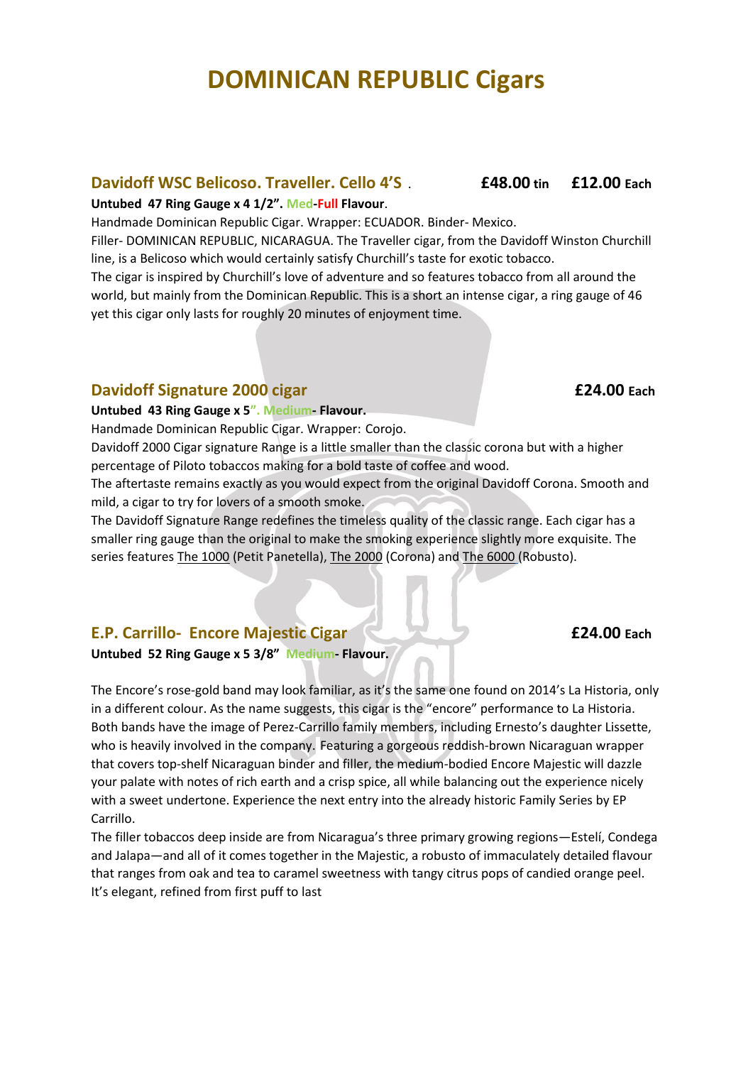# DOMINICAN REPUBLIC Cigars

## Davidoff WSC Belicoso. Traveller. Cello 4'S . **£48.00 tin** **£12.00 Each**

**Untubed 47 Ring Gauge x 4 1/2". Med-Full Flavour**.

Handmade Dominican Republic Cigar. Wrapper: ECUADOR. Binder- Mexico.
Filler- DOMINICAN REPUBLIC, NICARAGUA. The Traveller cigar, from the Davidoff Winston Churchill line, is a Belicoso which would certainly satisfy Churchill's taste for exotic tobacco.
The cigar is inspired by Churchill's love of adventure and so features tobacco from all around the world, but mainly from the Dominican Republic. This is a short an intense cigar, a ring gauge of 46 yet this cigar only lasts for roughly 20 minutes of enjoyment time.

## Davidoff Signature 2000 cigar **£24.00 Each**

**Untubed 43 Ring Gauge x 5". Medium- Flavour.**

Handmade Dominican Republic Cigar. Wrapper: Corojo.
Davidoff 2000 Cigar signature Range is a little smaller than the classic corona but with a higher percentage of Piloto tobaccos making for a bold taste of coffee and wood.
The aftertaste remains exactly as you would expect from the original Davidoff Corona. Smooth and mild, a cigar to try for lovers of a smooth smoke.
The Davidoff Signature Range redefines the timeless quality of the classic range. Each cigar has a smaller ring gauge than the original to make the smoking experience slightly more exquisite. The series features The 1000 (Petit Panetella), The 2000 (Corona) and The 6000 (Robusto).

## E.P. Carrillo- Encore Majestic Cigar **£24.00 Each**

**Untubed 52 Ring Gauge x 5 3/8" Medium- Flavour.**

The Encore's rose-gold band may look familiar, as it's the same one found on 2014's La Historia, only in a different colour. As the name suggests, this cigar is the "encore" performance to La Historia. Both bands have the image of Perez-Carrillo family members, including Ernesto's daughter Lissette, who is heavily involved in the company. Featuring a gorgeous reddish-brown Nicaraguan wrapper that covers top-shelf Nicaraguan binder and filler, the medium-bodied Encore Majestic will dazzle your palate with notes of rich earth and a crisp spice, all while balancing out the experience nicely with a sweet undertone. Experience the next entry into the already historic Family Series by EP Carrillo.
The filler tobaccos deep inside are from Nicaragua's three primary growing regions—Estelí, Condega and Jalapa—and all of it comes together in the Majestic, a robusto of immaculately detailed flavour that ranges from oak and tea to caramel sweetness with tangy citrus pops of candied orange peel. It's elegant, refined from first puff to last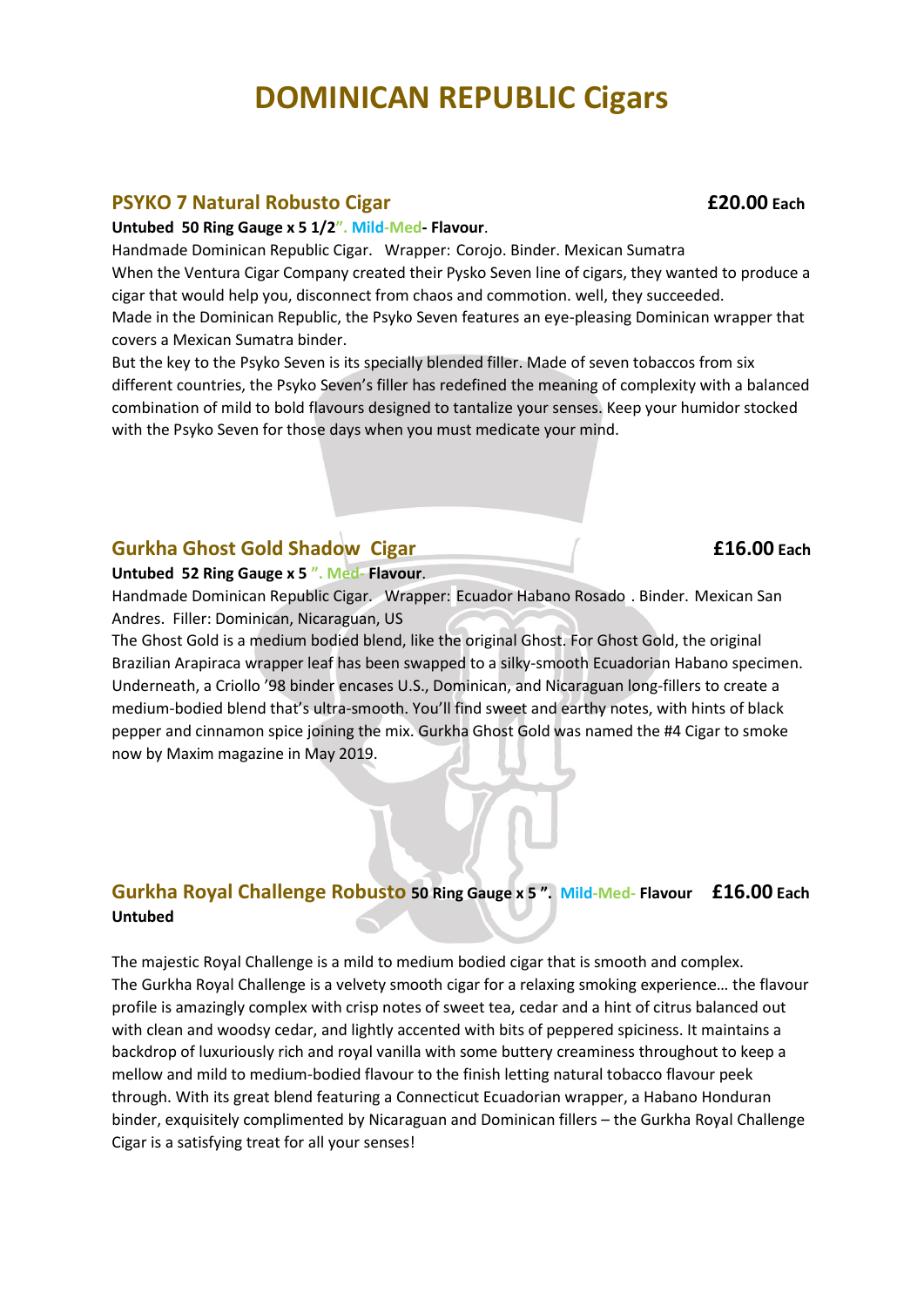# DOMINICAN REPUBLIC Cigars

## PSYKO 7 Natural Robusto Cigar — £20.00 Each

**Untubed 50 Ring Gauge x 5 1/2". Mild-Med- Flavour.**

Handmade Dominican Republic Cigar. Wrapper: Corojo. Binder. Mexican Sumatra

When the Ventura Cigar Company created their Pysko Seven line of cigars, they wanted to produce a cigar that would help you, disconnect from chaos and commotion. well, they succeeded.

Made in the Dominican Republic, the Psyko Seven features an eye-pleasing Dominican wrapper that covers a Mexican Sumatra binder.

But the key to the Psyko Seven is its specially blended filler. Made of seven tobaccos from six different countries, the Psyko Seven's filler has redefined the meaning of complexity with a balanced combination of mild to bold flavours designed to tantalize your senses. Keep your humidor stocked with the Psyko Seven for those days when you must medicate your mind.

## Gurkha Ghost Gold Shadow Cigar — £16.00 Each

**Untubed 52 Ring Gauge x 5 ". Med- Flavour.**

Handmade Dominican Republic Cigar. Wrapper: Ecuador Habano Rosado . Binder. Mexican San Andres. Filler: Dominican, Nicaraguan, US

The Ghost Gold is a medium bodied blend, like the original Ghost. For Ghost Gold, the original Brazilian Arapiraca wrapper leaf has been swapped to a silky-smooth Ecuadorian Habano specimen. Underneath, a Criollo '98 binder encases U.S., Dominican, and Nicaraguan long-fillers to create a medium-bodied blend that's ultra-smooth. You'll find sweet and earthy notes, with hints of black pepper and cinnamon spice joining the mix. Gurkha Ghost Gold was named the #4 Cigar to smoke now by Maxim magazine in May 2019.

## Gurkha Royal Challenge Robusto — £16.00 Each

**50 Ring Gauge x 5 ". Mild-Med- Flavour**

**Untubed**

The majestic Royal Challenge is a mild to medium bodied cigar that is smooth and complex.

The Gurkha Royal Challenge is a velvety smooth cigar for a relaxing smoking experience… the flavour profile is amazingly complex with crisp notes of sweet tea, cedar and a hint of citrus balanced out with clean and woodsy cedar, and lightly accented with bits of peppered spiciness. It maintains a backdrop of luxuriously rich and royal vanilla with some buttery creaminess throughout to keep a mellow and mild to medium-bodied flavour to the finish letting natural tobacco flavour peek through. With its great blend featuring a Connecticut Ecuadorian wrapper, a Habano Honduran binder, exquisitely complimented by Nicaraguan and Dominican fillers – the Gurkha Royal Challenge Cigar is a satisfying treat for all your senses!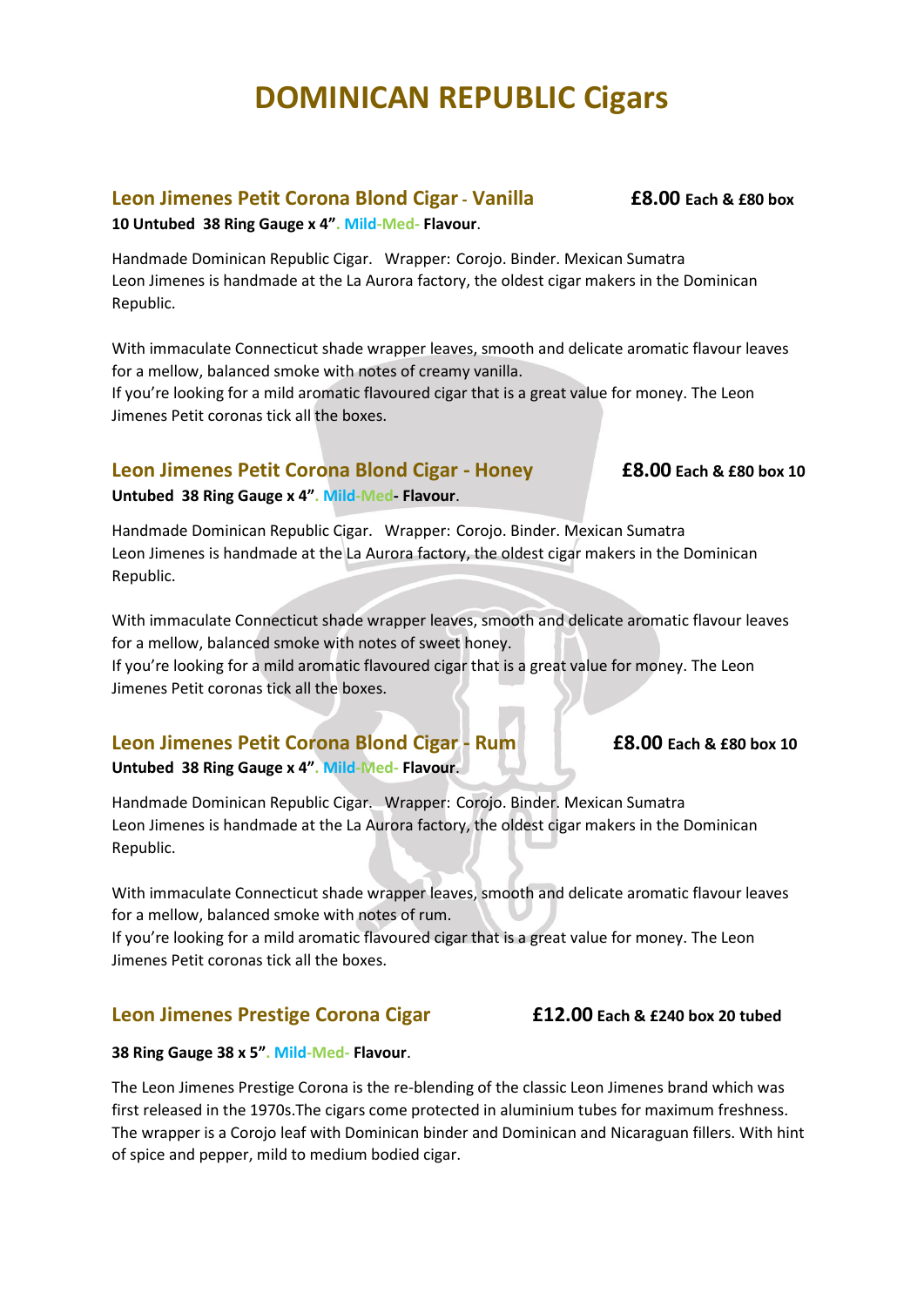# DOMINICAN REPUBLIC Cigars

## Leon Jimenes Petit Corona Blond Cigar - Vanilla £8.00 Each & £80 box

**10 Untubed 38 Ring Gauge x 4". Mild-Med- Flavour.**

Handmade Dominican Republic Cigar. Wrapper: Corojo. Binder. Mexican Sumatra
Leon Jimenes is handmade at the La Aurora factory, the oldest cigar makers in the Dominican Republic.

With immaculate Connecticut shade wrapper leaves, smooth and delicate aromatic flavour leaves for a mellow, balanced smoke with notes of creamy vanilla.
If you're looking for a mild aromatic flavoured cigar that is a great value for money. The Leon Jimenes Petit coronas tick all the boxes.

## Leon Jimenes Petit Corona Blond Cigar - Honey £8.00 Each & £80 box 10

**Untubed 38 Ring Gauge x 4". Mild-Med- Flavour.**

Handmade Dominican Republic Cigar. Wrapper: Corojo. Binder. Mexican Sumatra
Leon Jimenes is handmade at the La Aurora factory, the oldest cigar makers in the Dominican Republic.

With immaculate Connecticut shade wrapper leaves, smooth and delicate aromatic flavour leaves for a mellow, balanced smoke with notes of sweet honey.
If you're looking for a mild aromatic flavoured cigar that is a great value for money. The Leon Jimenes Petit coronas tick all the boxes.

## Leon Jimenes Petit Corona Blond Cigar - Rum £8.00 Each & £80 box 10

**Untubed 38 Ring Gauge x 4". Mild-Med- Flavour.**

Handmade Dominican Republic Cigar. Wrapper: Corojo. Binder. Mexican Sumatra
Leon Jimenes is handmade at the La Aurora factory, the oldest cigar makers in the Dominican Republic.

With immaculate Connecticut shade wrapper leaves, smooth and delicate aromatic flavour leaves for a mellow, balanced smoke with notes of rum.
If you're looking for a mild aromatic flavoured cigar that is a great value for money. The Leon Jimenes Petit coronas tick all the boxes.

## Leon Jimenes Prestige Corona Cigar £12.00 Each & £240 box 20 tubed

**38 Ring Gauge 38 x 5". Mild-Med- Flavour.**

The Leon Jimenes Prestige Corona is the re-blending of the classic Leon Jimenes brand which was first released in the 1970s.The cigars come protected in aluminium tubes for maximum freshness. The wrapper is a Corojo leaf with Dominican binder and Dominican and Nicaraguan fillers. With hint of spice and pepper, mild to medium bodied cigar.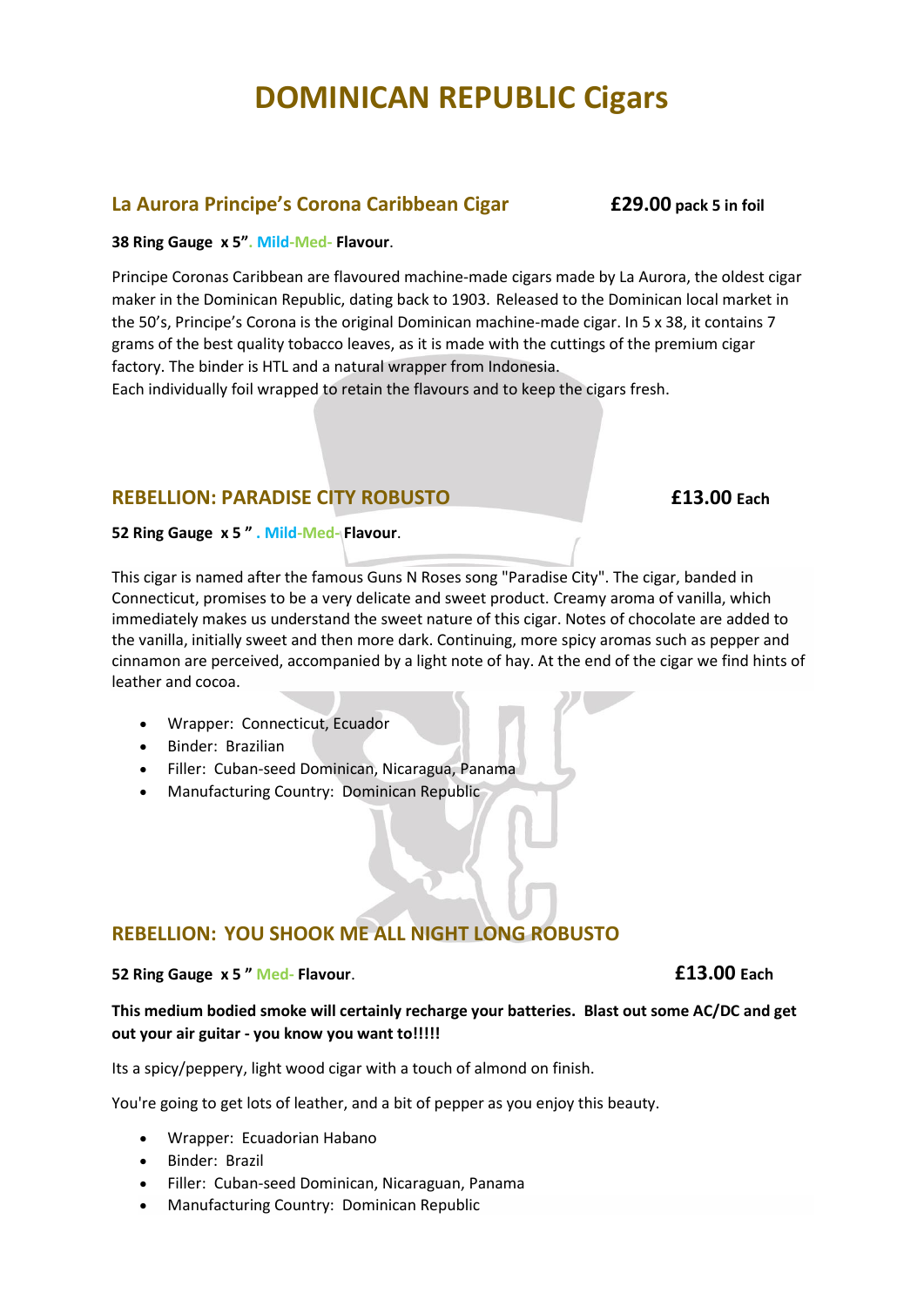# DOMINICAN REPUBLIC Cigars

## La Aurora Principe's Corona Caribbean Cigar **£29.00 pack 5 in foil**

**38 Ring Gauge x 5". Mild-Med- Flavour.**

Principe Coronas Caribbean are flavoured machine-made cigars made by La Aurora, the oldest cigar maker in the Dominican Republic, dating back to 1903. Released to the Dominican local market in the 50's, Principe's Corona is the original Dominican machine-made cigar. In 5 x 38, it contains 7 grams of the best quality tobacco leaves, as it is made with the cuttings of the premium cigar factory. The binder is HTL and a natural wrapper from Indonesia.
Each individually foil wrapped to retain the flavours and to keep the cigars fresh.

## REBELLION: PARADISE CITY ROBUSTO **£13.00 Each**

**52 Ring Gauge x 5 " . Mild-Med- Flavour.**

This cigar is named after the famous Guns N Roses song "Paradise City". The cigar, banded in Connecticut, promises to be a very delicate and sweet product. Creamy aroma of vanilla, which immediately makes us understand the sweet nature of this cigar. Notes of chocolate are added to the vanilla, initially sweet and then more dark. Continuing, more spicy aromas such as pepper and cinnamon are perceived, accompanied by a light note of hay. At the end of the cigar we find hints of leather and cocoa.

- Wrapper: Connecticut, Ecuador
- Binder: Brazilian
- Filler: Cuban-seed Dominican, Nicaragua, Panama
- Manufacturing Country: Dominican Republic

## REBELLION: YOU SHOOK ME ALL NIGHT LONG ROBUSTO

**52 Ring Gauge x 5 " Med- Flavour.** **£13.00 Each**

**This medium bodied smoke will certainly recharge your batteries. Blast out some AC/DC and get out your air guitar - you know you want to!!!!!**

Its a spicy/peppery, light wood cigar with a touch of almond on finish.

You're going to get lots of leather, and a bit of pepper as you enjoy this beauty.

- Wrapper: Ecuadorian Habano
- Binder: Brazil
- Filler: Cuban-seed Dominican, Nicaraguan, Panama
- Manufacturing Country: Dominican Republic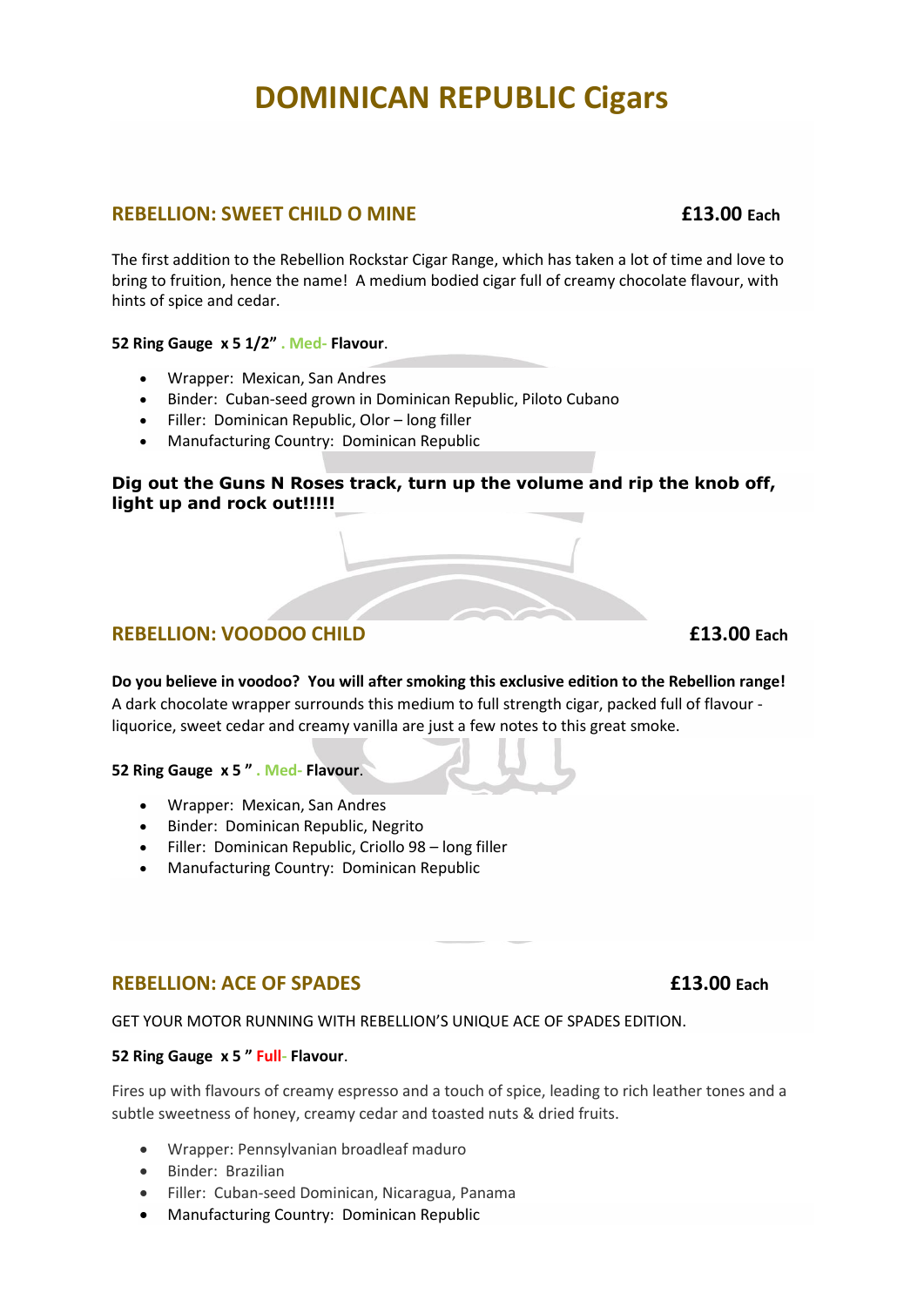# DOMINICAN REPUBLIC Cigars

## REBELLION: SWEET CHILD O MINE

**£13.00 Each**

The first addition to the Rebellion Rockstar Cigar Range, which has taken a lot of time and love to bring to fruition, hence the name! A medium bodied cigar full of creamy chocolate flavour, with hints of spice and cedar.

**52 Ring Gauge x 5 1/2" . Med- Flavour**.

- Wrapper: Mexican, San Andres
- Binder: Cuban-seed grown in Dominican Republic, Piloto Cubano
- Filler: Dominican Republic, Olor – long filler
- Manufacturing Country: Dominican Republic

**Dig out the Guns N Roses track, turn up the volume and rip the knob off, light up and rock out!!!!!**

## REBELLION: VOODOO CHILD

**£13.00 Each**

**Do you believe in voodoo? You will after smoking this exclusive edition to the Rebellion range!** A dark chocolate wrapper surrounds this medium to full strength cigar, packed full of flavour - liquorice, sweet cedar and creamy vanilla are just a few notes to this great smoke.

**52 Ring Gauge x 5 " . Med- Flavour**.

- Wrapper: Mexican, San Andres
- Binder: Dominican Republic, Negrito
- Filler: Dominican Republic, Criollo 98 – long filler
- Manufacturing Country: Dominican Republic

## REBELLION: ACE OF SPADES

**£13.00 Each**

GET YOUR MOTOR RUNNING WITH REBELLION'S UNIQUE ACE OF SPADES EDITION.

**52 Ring Gauge x 5 " Full- Flavour**.

Fires up with flavours of creamy espresso and a touch of spice, leading to rich leather tones and a subtle sweetness of honey, creamy cedar and toasted nuts & dried fruits.

- Wrapper: Pennsylvanian broadleaf maduro
- Binder: Brazilian
- Filler: Cuban-seed Dominican, Nicaragua, Panama
- Manufacturing Country: Dominican Republic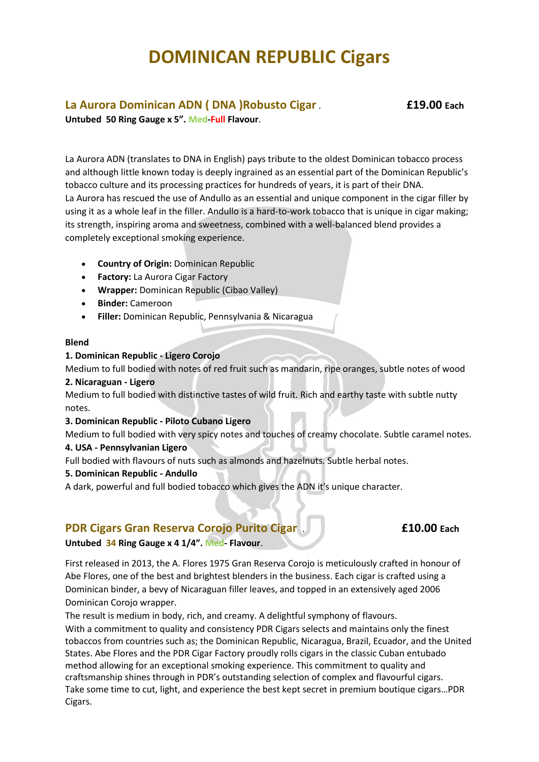# DOMINICAN REPUBLIC Cigars

## La Aurora Dominican ADN ( DNA )Robusto Cigar . **£19.00** Each

**Untubed 50 Ring Gauge x 5". Med-Full Flavour**.

La Aurora ADN (translates to DNA in English) pays tribute to the oldest Dominican tobacco process and although little known today is deeply ingrained as an essential part of the Dominican Republic's tobacco culture and its processing practices for hundreds of years, it is part of their DNA.
La Aurora has rescued the use of Andullo as an essential and unique component in the cigar filler by using it as a whole leaf in the filler. Andullo is a hard-to-work tobacco that is unique in cigar making; its strength, inspiring aroma and sweetness, combined with a well-balanced blend provides a completely exceptional smoking experience.

- **Country of Origin:** Dominican Republic
- **Factory:** La Aurora Cigar Factory
- **Wrapper:** Dominican Republic (Cibao Valley)
- **Binder:** Cameroon
- **Filler:** Dominican Republic, Pennsylvania & Nicaragua

**Blend**

**1. Dominican Republic - Ligero Corojo**
Medium to full bodied with notes of red fruit such as mandarin, ripe oranges, subtle notes of wood

**2. Nicaraguan - Ligero**
Medium to full bodied with distinctive tastes of wild fruit. Rich and earthy taste with subtle nutty notes.

**3. Dominican Republic - Piloto Cubano Ligero**
Medium to full bodied with very spicy notes and touches of creamy chocolate. Subtle caramel notes.

**4. USA - Pennsylvanian Ligero**
Full bodied with flavours of nuts such as almonds and hazelnuts. Subtle herbal notes.

**5. Dominican Republic - Andullo**
A dark, powerful and full bodied tobacco which gives the ADN it's unique character.

## PDR Cigars Gran Reserva Corojo Purito Cigar . **£10.00** Each

**Untubed 34 Ring Gauge x 4 1/4". Med- Flavour**.

First released in 2013, the A. Flores 1975 Gran Reserva Corojo is meticulously crafted in honour of Abe Flores, one of the best and brightest blenders in the business. Each cigar is crafted using a Dominican binder, a bevy of Nicaraguan filler leaves, and topped in an extensively aged 2006 Dominican Corojo wrapper.
The result is medium in body, rich, and creamy. A delightful symphony of flavours.
With a commitment to quality and consistency PDR Cigars selects and maintains only the finest tobaccos from countries such as; the Dominican Republic, Nicaragua, Brazil, Ecuador, and the United States. Abe Flores and the PDR Cigar Factory proudly rolls cigars in the classic Cuban entubado method allowing for an exceptional smoking experience. This commitment to quality and craftsmanship shines through in PDR's outstanding selection of complex and flavourful cigars.
Take some time to cut, light, and experience the best kept secret in premium boutique cigars…PDR Cigars.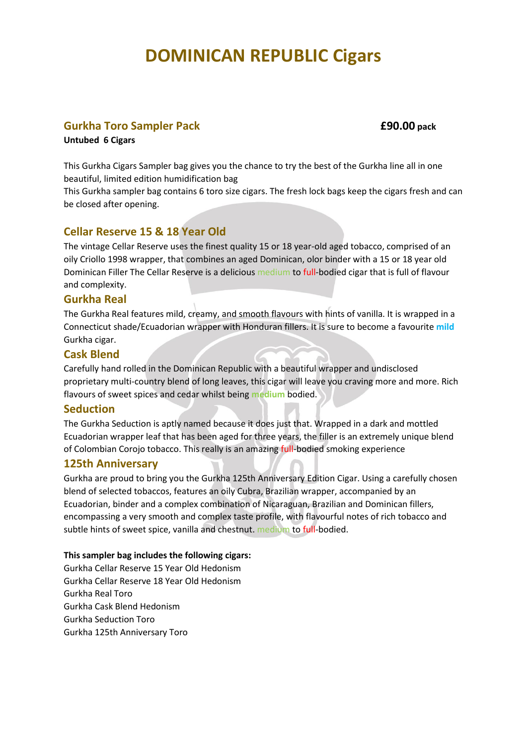# DOMINICAN REPUBLIC Cigars

## Gurkha Toro Sampler Pack **£90.00 pack**

**Untubed 6 Cigars**

This Gurkha Cigars Sampler bag gives you the chance to try the best of the Gurkha line all in one beautiful, limited edition humidification bag

This Gurkha sampler bag contains 6 toro size cigars. The fresh lock bags keep the cigars fresh and can be closed after opening.

### Cellar Reserve 15 & 18 Year Old

The vintage Cellar Reserve uses the finest quality 15 or 18 year-old aged tobacco, comprised of an oily Criollo 1998 wrapper, that combines an aged Dominican, olor binder with a 15 or 18 year old Dominican Filler The Cellar Reserve is a delicious medium to full-bodied cigar that is full of flavour and complexity.

### Gurkha Real

The Gurkha Real features mild, creamy, and smooth flavours with hints of vanilla. It is wrapped in a Connecticut shade/Ecuadorian wrapper with Honduran fillers. It is sure to become a favourite **mild** Gurkha cigar.

### Cask Blend

Carefully hand rolled in the Dominican Republic with a beautiful wrapper and undisclosed proprietary multi-country blend of long leaves, this cigar will leave you craving more and more. Rich flavours of sweet spices and cedar whilst being **medium** bodied.

### Seduction

The Gurkha Seduction is aptly named because it does just that. Wrapped in a dark and mottled Ecuadorian wrapper leaf that has been aged for three years, the filler is an extremely unique blend of Colombian Corojo tobacco. This really is an amazing full-bodied smoking experience

### 125th Anniversary

Gurkha are proud to bring you the Gurkha 125th Anniversary Edition Cigar. Using a carefully chosen blend of selected tobaccos, features an oily Cubra, Brazilian wrapper, accompanied by an Ecuadorian, binder and a complex combination of Nicaraguan, Brazilian and Dominican fillers, encompassing a very smooth and complex taste profile, with flavourful notes of rich tobacco and subtle hints of sweet spice, vanilla and chestnut. medium to full-bodied.

**This sampler bag includes the following cigars:**

Gurkha Cellar Reserve 15 Year Old Hedonism
Gurkha Cellar Reserve 18 Year Old Hedonism
Gurkha Real Toro
Gurkha Cask Blend Hedonism
Gurkha Seduction Toro
Gurkha 125th Anniversary Toro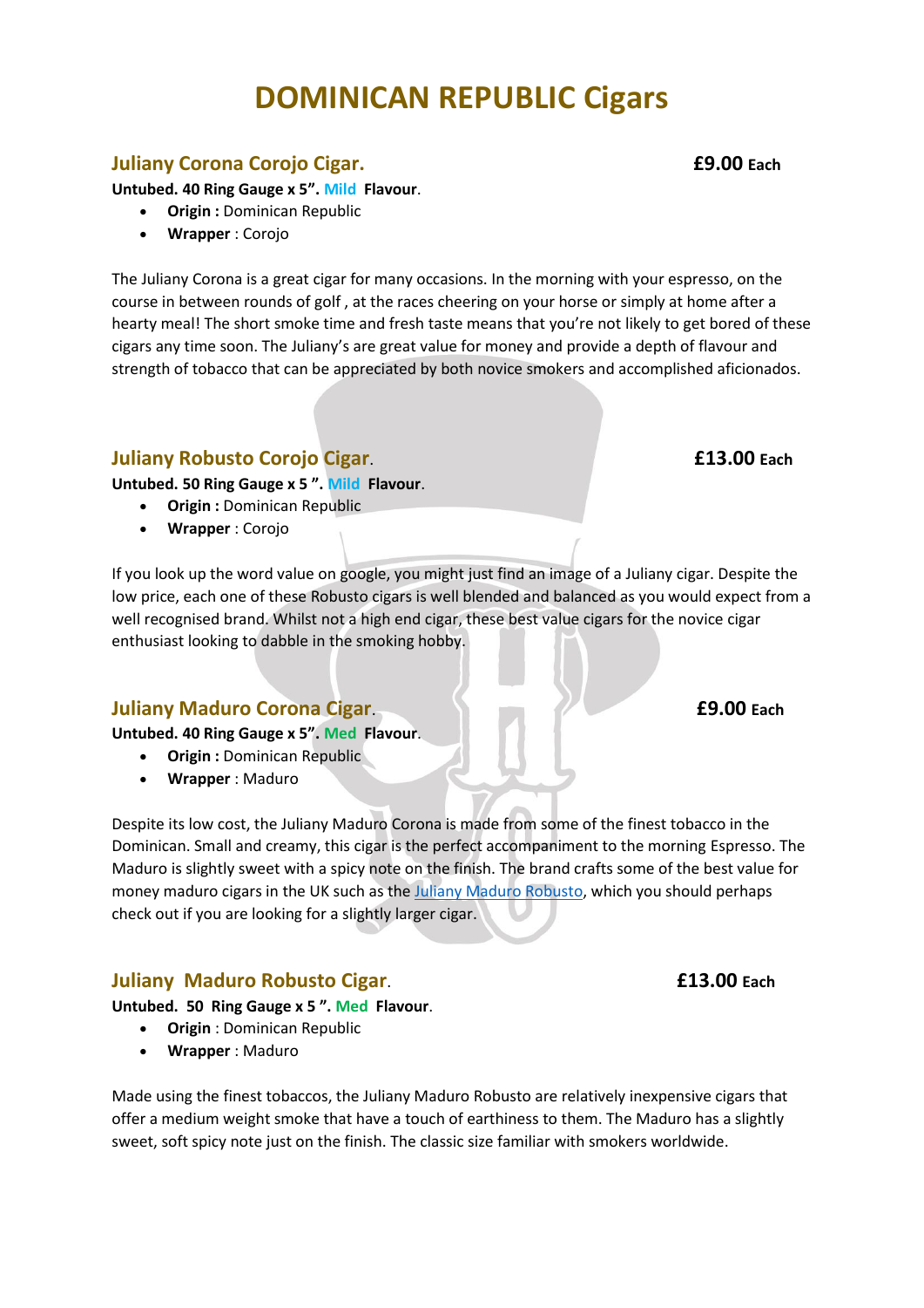# DOMINICAN REPUBLIC Cigars

## Juliany Corona Corojo Cigar. £9.00 Each

**Untubed. 40 Ring Gauge x 5". Mild Flavour.**

- **Origin :** Dominican Republic
- **Wrapper** : Corojo

The Juliany Corona is a great cigar for many occasions. In the morning with your espresso, on the course in between rounds of golf , at the races cheering on your horse or simply at home after a hearty meal! The short smoke time and fresh taste means that you're not likely to get bored of these cigars any time soon. The Juliany's are great value for money and provide a depth of flavour and strength of tobacco that can be appreciated by both novice smokers and accomplished aficionados.

## Juliany Robusto Corojo Cigar. £13.00 Each

**Untubed. 50 Ring Gauge x 5 ". Mild Flavour.**

- **Origin :** Dominican Republic
- **Wrapper** : Corojo

If you look up the word value on google, you might just find an image of a Juliany cigar. Despite the low price, each one of these Robusto cigars is well blended and balanced as you would expect from a well recognised brand. Whilst not a high end cigar, these best value cigars for the novice cigar enthusiast looking to dabble in the smoking hobby.

## Juliany Maduro Corona Cigar. £9.00 Each

**Untubed. 40 Ring Gauge x 5". Med Flavour.**

- **Origin :** Dominican Republic
- **Wrapper** : Maduro

Despite its low cost, the Juliany Maduro Corona is made from some of the finest tobacco in the Dominican. Small and creamy, this cigar is the perfect accompaniment to the morning Espresso. The Maduro is slightly sweet with a spicy note on the finish. The brand crafts some of the best value for money maduro cigars in the UK such as the Juliany Maduro Robusto, which you should perhaps check out if you are looking for a slightly larger cigar.

## Juliany Maduro Robusto Cigar. £13.00 Each

**Untubed. 50 Ring Gauge x 5 ". Med Flavour.**

- **Origin** : Dominican Republic
- **Wrapper** : Maduro

Made using the finest tobaccos, the Juliany Maduro Robusto are relatively inexpensive cigars that offer a medium weight smoke that have a touch of earthiness to them. The Maduro has a slightly sweet, soft spicy note just on the finish. The classic size familiar with smokers worldwide.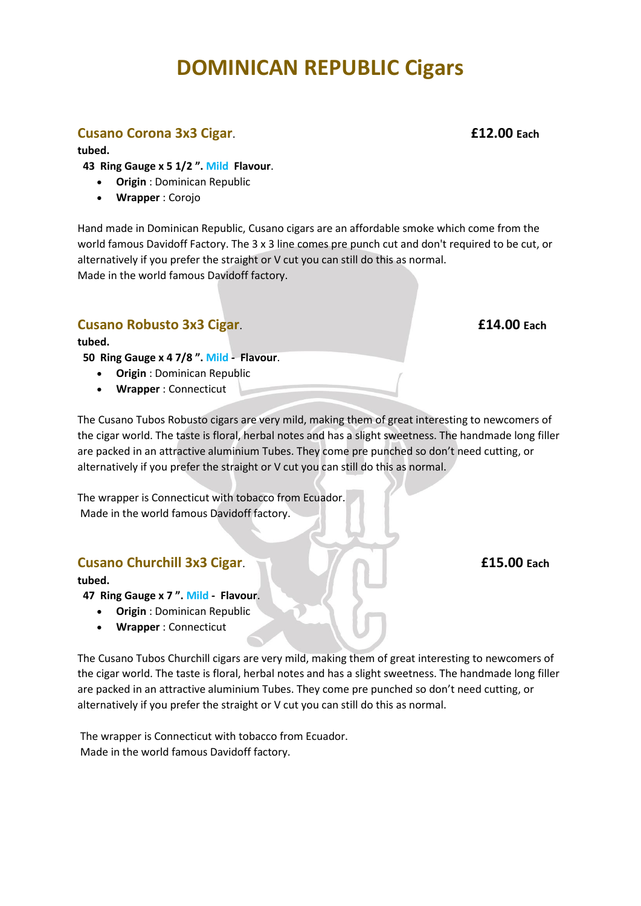# DOMINICAN REPUBLIC Cigars

## Cusano Corona 3x3 Cigar. £12.00 Each

**tubed.**

**43 Ring Gauge x 5 1/2 ". Mild Flavour.**

- **Origin** : Dominican Republic
- **Wrapper** : Corojo

Hand made in Dominican Republic, Cusano cigars are an affordable smoke which come from the world famous Davidoff Factory. The 3 x 3 line comes pre punch cut and don't required to be cut, or alternatively if you prefer the straight or V cut you can still do this as normal.
Made in the world famous Davidoff factory.

## Cusano Robusto 3x3 Cigar. £14.00 Each

**tubed.**

**50 Ring Gauge x 4 7/8 ". Mild - Flavour.**

- **Origin** : Dominican Republic
- **Wrapper** : Connecticut

The Cusano Tubos Robusto cigars are very mild, making them of great interesting to newcomers of the cigar world. The taste is floral, herbal notes and has a slight sweetness. The handmade long filler are packed in an attractive aluminium Tubes. They come pre punched so don't need cutting, or alternatively if you prefer the straight or V cut you can still do this as normal.

The wrapper is Connecticut with tobacco from Ecuador.
Made in the world famous Davidoff factory.

## Cusano Churchill 3x3 Cigar. £15.00 Each

**tubed.**

**47 Ring Gauge x 7 ". Mild - Flavour.**

- **Origin** : Dominican Republic
- **Wrapper** : Connecticut

The Cusano Tubos Churchill cigars are very mild, making them of great interesting to newcomers of the cigar world. The taste is floral, herbal notes and has a slight sweetness. The handmade long filler are packed in an attractive aluminium Tubes. They come pre punched so don't need cutting, or alternatively if you prefer the straight or V cut you can still do this as normal.

The wrapper is Connecticut with tobacco from Ecuador.
Made in the world famous Davidoff factory.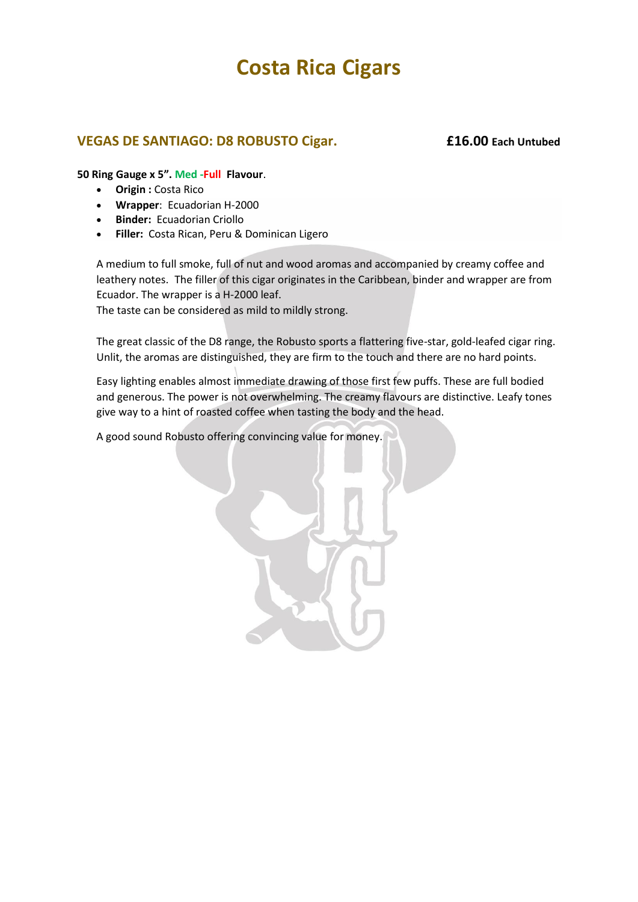# Costa Rica Cigars

## VEGAS DE SANTIAGO: D8 ROBUSTO Cigar. **£16.00 Each Untubed**

**50 Ring Gauge x 5". Med -Full Flavour**.

- **Origin :** Costa Rico
- **Wrapper**: Ecuadorian H-2000
- **Binder:** Ecuadorian Criollo
- **Filler:** Costa Rican, Peru & Dominican Ligero

A medium to full smoke, full of nut and wood aromas and accompanied by creamy coffee and leathery notes. The filler of this cigar originates in the Caribbean, binder and wrapper are from Ecuador. The wrapper is a H-2000 leaf.
The taste can be considered as mild to mildly strong.

The great classic of the D8 range, the Robusto sports a flattering five-star, gold-leafed cigar ring. Unlit, the aromas are distinguished, they are firm to the touch and there are no hard points.

Easy lighting enables almost immediate drawing of those first few puffs. These are full bodied and generous. The power is not overwhelming. The creamy flavours are distinctive. Leafy tones give way to a hint of roasted coffee when tasting the body and the head.

A good sound Robusto offering convincing value for money.